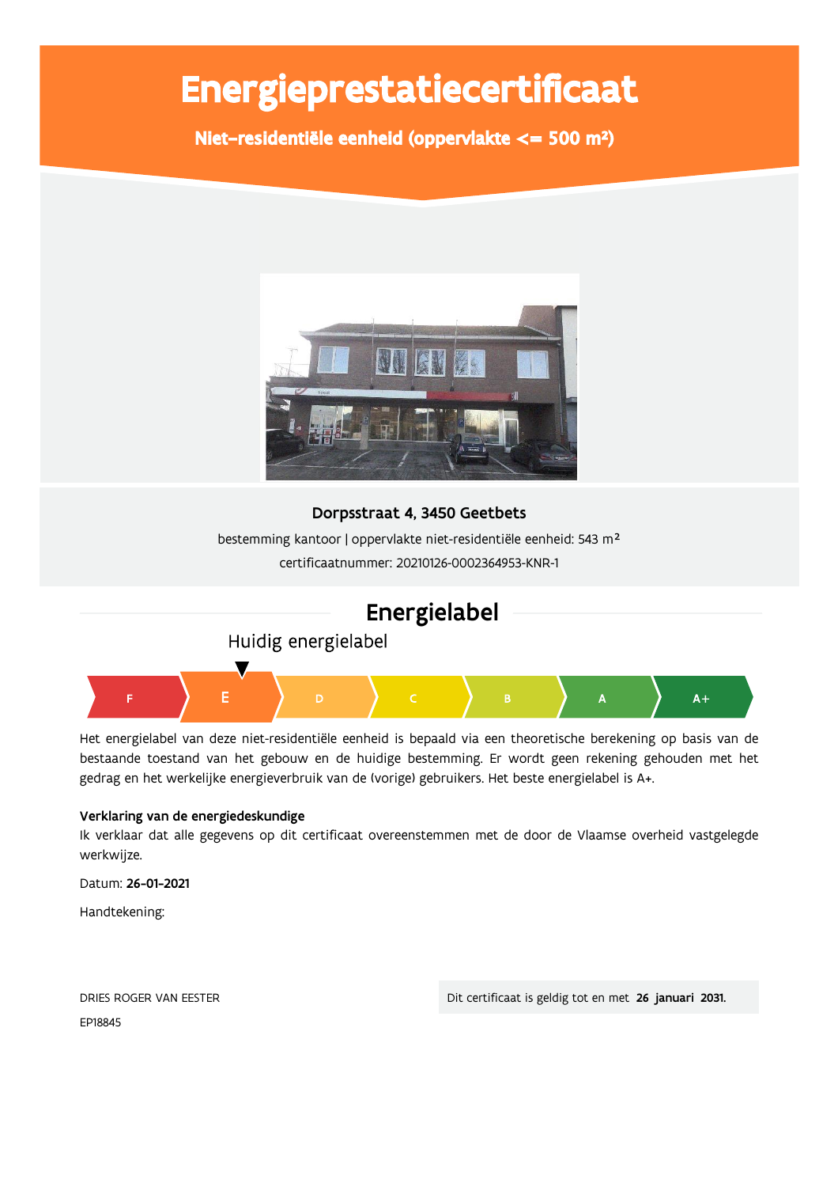# Energieprestatiecertificaat

**Niet-residentiële eenheid (oppervlakte <= 500 m²)**

**Dorpsstraat 4, 3450 Geetbets**

bestemming kantoor | oppervlakte niet-residentiële eenheid: 543 m²

certificaatnummer: 20210126-0002364953-KNR-1

## Energielabel

Huidig energielabel

| F | **E** ▼ | D | C | B | A | A+ |
|---|---|---|---|---|---|---|

Het energielabel van deze niet-residentiële eenheid is bepaald via een theoretische berekening op basis van de bestaande toestand van het gebouw en de huidige bestemming. Er wordt geen rekening gehouden met het gedrag en het werkelijke energieverbruik van de (vorige) gebruikers. Het beste energielabel is A+.

**Verklaring van de energiedeskundige**

Ik verklaar dat alle gegevens op dit certificaat overeenstemmen met de door de Vlaamse overheid vastgelegde werkwijze.

Datum: **26-01-2021**

Handtekening:

DRIES ROGER VAN EESTER

EP18845

Dit certificaat is geldig tot en met **26 januari 2031.**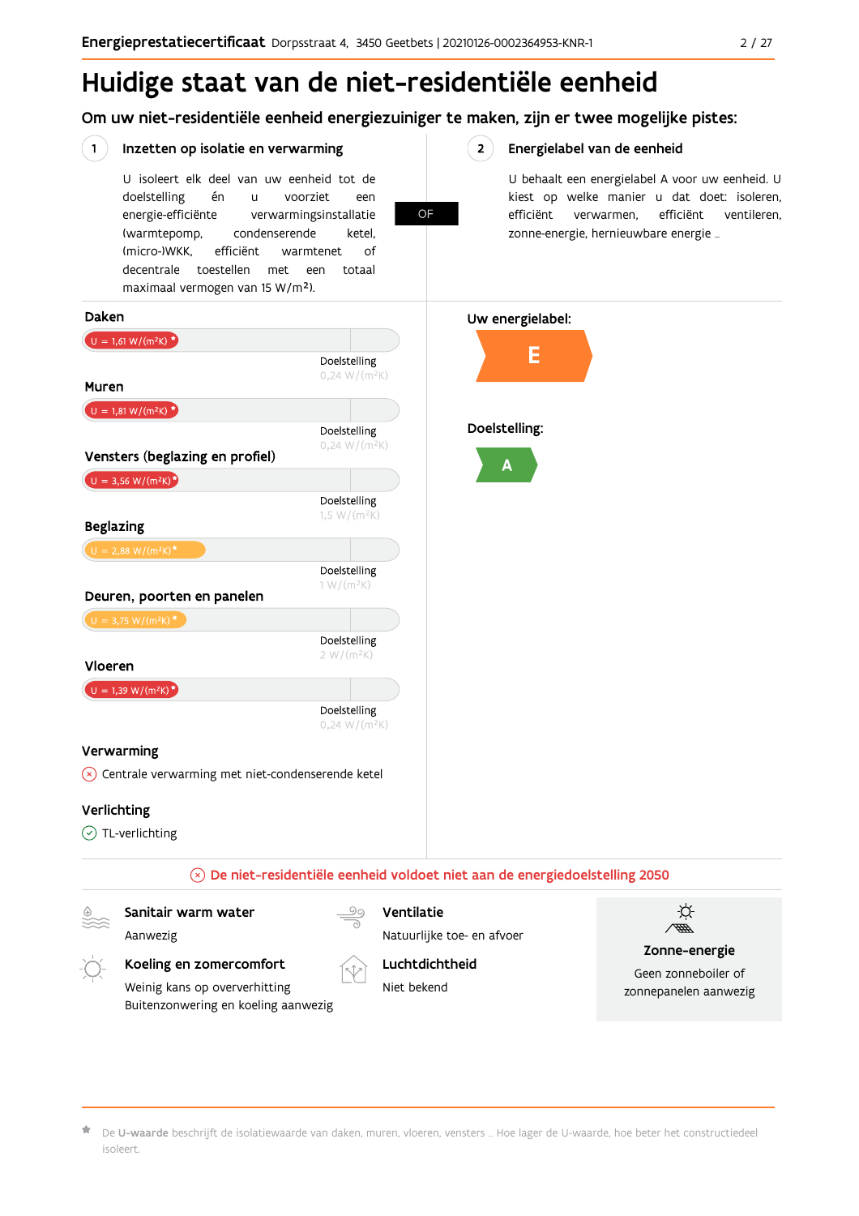# Huidige staat van de niet-residentiële eenheid

## Om uw niet-residentiële eenheid energiezuiniger te maken, zijn er twee mogelijke pistes:

### 1 Inzetten op isolatie en verwarming

U isoleert elk deel van uw eenheid tot de doelstelling én u voorziet een energie-efficiënte verwarmingsinstallatie (warmtepomp, condenserende ketel, (micro-)WKK, efficiënt warmtenet of decentrale toestellen met een totaal maximaal vermogen van 15 W/m²).

**OF**

### 2 Energielabel van de eenheid

U behaalt een energielabel A voor uw eenheid. U kiest op welke manier u dat doet: isoleren, efficiënt verwarmen, efficiënt ventileren, zonne-energie, hernieuwbare energie ...

**Daken**

U = 1,61 W/(m²K)*
Doelstelling 0,24 W/(m²K)

**Muren**

U = 1,81 W/(m²K)*
Doelstelling 0,24 W/(m²K)

**Vensters (beglazing en profiel)**

U = 3,56 W/(m²K)*
Doelstelling 1,5 W/(m²K)

**Beglazing**

U = 2,88 W/(m²K)*
Doelstelling 1 W/(m²K)

**Deuren, poorten en panelen**

U = 3,75 W/(m²K)*
Doelstelling 2 W/(m²K)

**Vloeren**

U = 1,39 W/(m²K)*
Doelstelling 0,24 W/(m²K)

**Verwarming**

⊗ Centrale verwarming met niet-condenserende ketel

**Verlichting**

✓ TL-verlichting

**Uw energielabel:**

E

**Doelstelling:**

A

⊗ De niet-residentiële eenheid voldoet niet aan de energiedoelstelling 2050

**Sanitair warm water**
Aanwezig

**Ventilatie**
Natuurlijke toe- en afvoer

**Koeling en zomercomfort**
Weinig kans op oververhitting
Buitenzonwering en koeling aanwezig

**Luchtdichtheid**
Niet bekend

**Zonne-energie**
Geen zonneboiler of zonnepanelen aanwezig

* De **U-waarde** beschrijft de isolatiewaarde van daken, muren, vloeren, vensters ... Hoe lager de U-waarde, hoe beter het constructiedeel isoleert.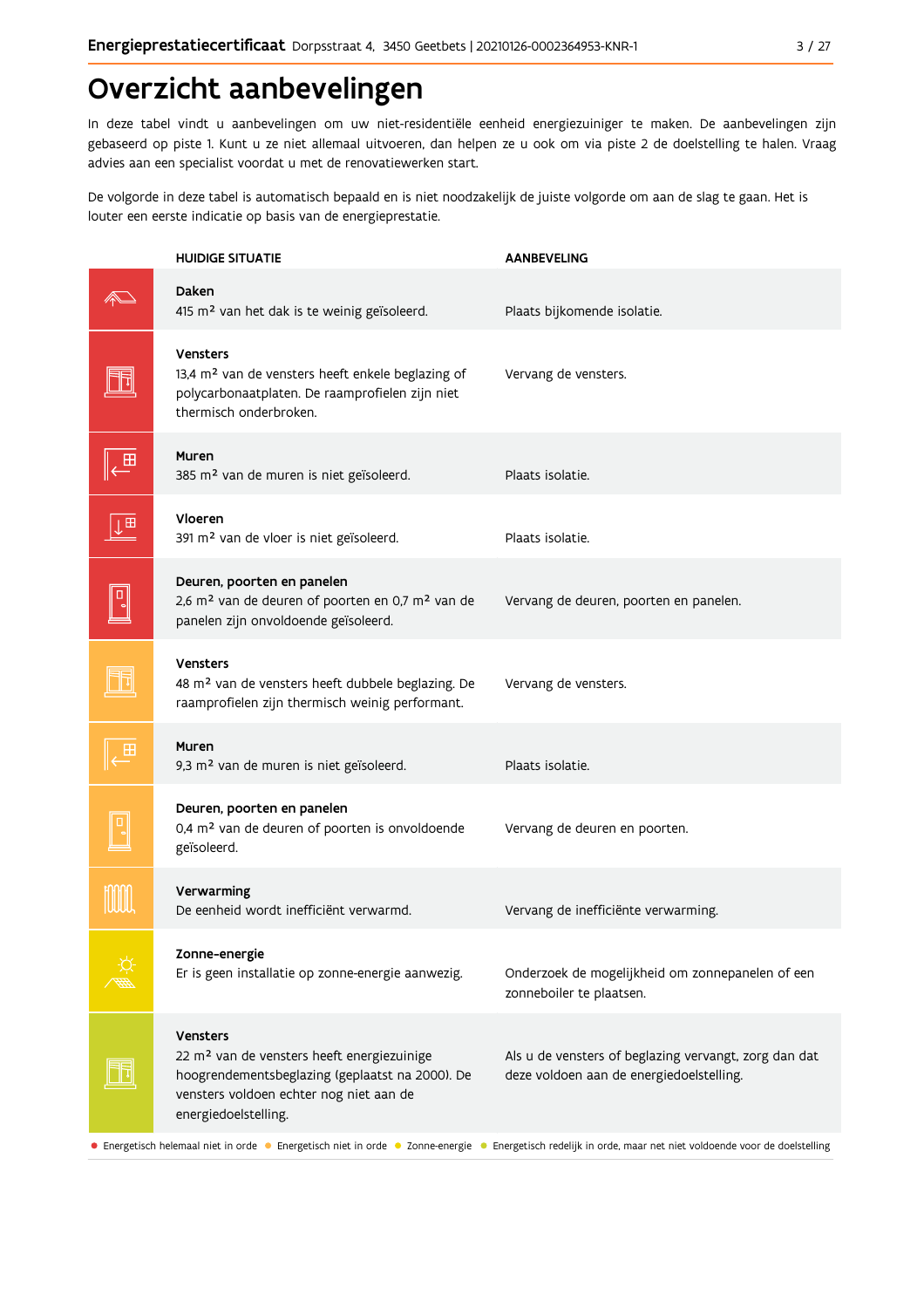# Overzicht aanbevelingen

In deze tabel vindt u aanbevelingen om uw niet-residentiële eenheid energiezuiniger te maken. De aanbevelingen zijn gebaseerd op piste 1. Kunt u ze niet allemaal uitvoeren, dan helpen ze u ook om via piste 2 de doelstelling te halen. Vraag advies aan een specialist voordat u met de renovatiewerken start.

De volgorde in deze tabel is automatisch bepaald en is niet noodzakelijk de juiste volgorde om aan de slag te gaan. Het is louter een eerste indicatie op basis van de energieprestatie.

| | HUIDIGE SITUATIE | AANBEVELING |
|---|---|---|
| ● | **Daken**<br>415 m² van het dak is te weinig geïsoleerd. | Plaats bijkomende isolatie. |
| ● | **Vensters**<br>13,4 m² van de vensters heeft enkele beglazing of polycarbonaatplaten. De raamprofielen zijn niet thermisch onderbroken. | Vervang de vensters. |
| ● | **Muren**<br>385 m² van de muren is niet geïsoleerd. | Plaats isolatie. |
| ● | **Vloeren**<br>391 m² van de vloer is niet geïsoleerd. | Plaats isolatie. |
| ● | **Deuren, poorten en panelen**<br>2,6 m² van de deuren of poorten en 0,7 m² van de panelen zijn onvoldoende geïsoleerd. | Vervang de deuren, poorten en panelen. |
| ● | **Vensters**<br>48 m² van de vensters heeft dubbele beglazing. De raamprofielen zijn thermisch weinig performant. | Vervang de vensters. |
| ● | **Muren**<br>9,3 m² van de muren is niet geïsoleerd. | Plaats isolatie. |
| ● | **Deuren, poorten en panelen**<br>0,4 m² van de deuren of poorten is onvoldoende geïsoleerd. | Vervang de deuren en poorten. |
| ● | **Verwarming**<br>De eenheid wordt inefficiënt verwarmd. | Vervang de inefficiënte verwarming. |
| ● | **Zonne-energie**<br>Er is geen installatie op zonne-energie aanwezig. | Onderzoek de mogelijkheid om zonnepanelen of een zonneboiler te plaatsen. |
| ● | **Vensters**<br>22 m² van de vensters heeft energiezuinige hoogrendementsbeglazing (geplaatst na 2000). De vensters voldoen echter nog niet aan de energiedoelstelling. | Als u de vensters of beglazing vervangt, zorg dan dat deze voldoen aan de energiedoelstelling. |

● Energetisch helemaal niet in orde ● Energetisch niet in orde ● Zonne-energie ● Energetisch redelijk in orde, maar net niet voldoende voor de doelstelling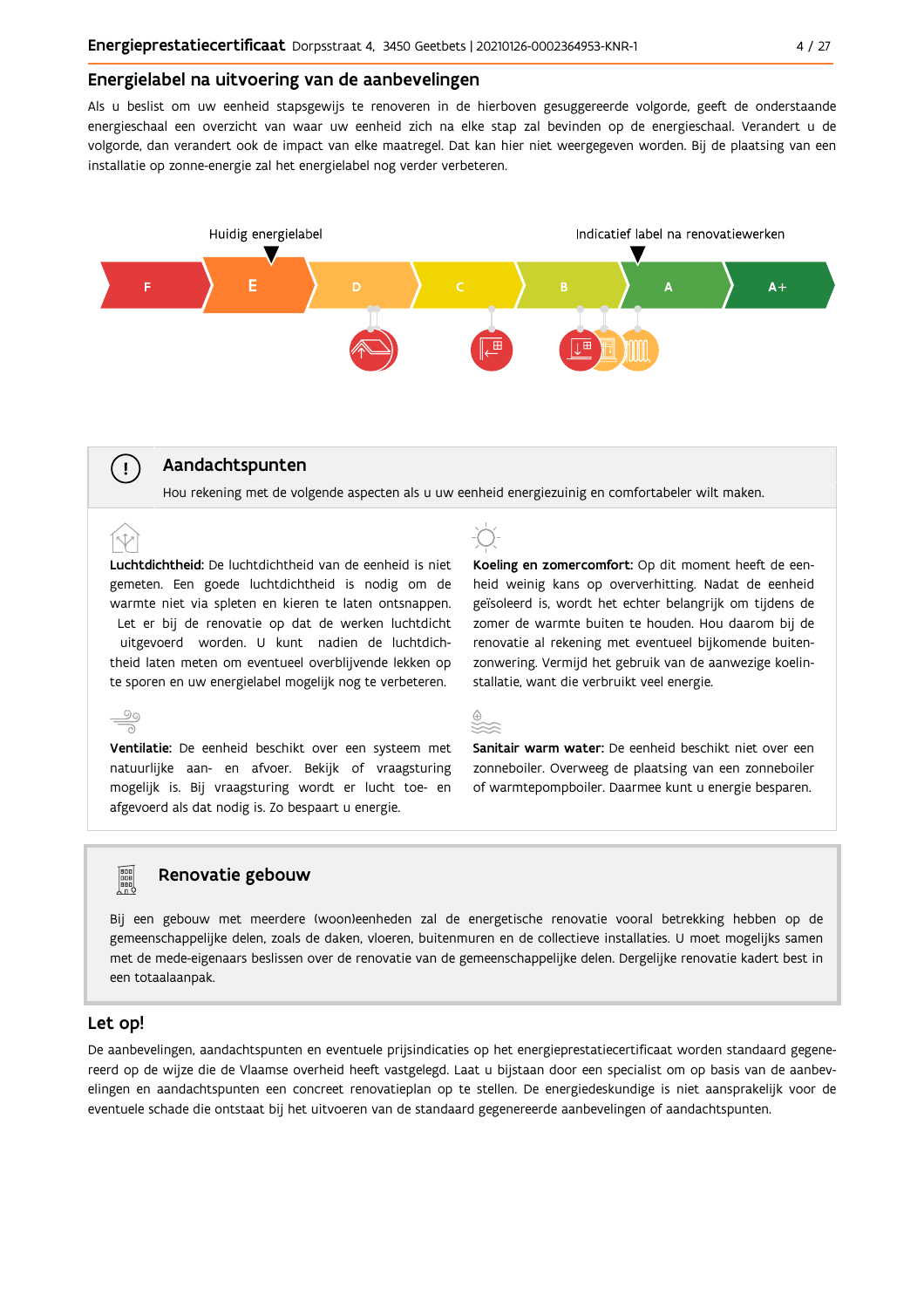## Energielabel na uitvoering van de aanbevelingen

Als u beslist om uw eenheid stapsgewijs te renoveren in de hierboven gesuggereerde volgorde, geeft de onderstaande energieschaal een overzicht van waar uw eenheid zich na elke stap zal bevinden op de energieschaal. Verandert u de volgorde, dan verandert ook de impact van elke maatregel. Dat kan hier niet weergegeven worden. Bij de plaatsing van een installatie op zonne-energie zal het energielabel nog verder verbeteren.

Huidig energielabel: E

Indicatief label na renovatiewerken: A

F | E | D | C | B | A | A+

### Aandachtspunten

Hou rekening met de volgende aspecten als u uw eenheid energiezuinig en comfortabeler wilt maken.

**Luchtdichtheid:** De luchtdichtheid van de eenheid is niet gemeten. Een goede luchtdichtheid is nodig om de warmte niet via spleten en kieren te laten ontsnappen. Let er bij de renovatie op dat de werken luchtdicht uitgevoerd worden. U kunt nadien de luchtdichtheid laten meten om eventueel overblijvende lekken op te sporen en uw energielabel mogelijk nog te verbeteren.

**Ventilatie:** De eenheid beschikt over een systeem met natuurlijke aan- en afvoer. Bekijk of vraagsturing mogelijk is. Bij vraagsturing wordt er lucht toe- en afgevoerd als dat nodig is. Zo bespaart u energie.

**Koeling en zomercomfort:** Op dit moment heeft de eenheid weinig kans op oververhitting. Nadat de eenheid geïsoleerd is, wordt het echter belangrijk om tijdens de zomer de warmte buiten te houden. Hou daarom bij de renovatie al rekening met eventueel bijkomende buitenzonwering. Vermijd het gebruik van de aanwezige koelinstallatie, want die verbruikt veel energie.

**Sanitair warm water:** De eenheid beschikt niet over een zonneboiler. Overweeg de plaatsing van een zonneboiler of warmtepompboiler. Daarmee kunt u energie besparen.

### Renovatie gebouw

Bij een gebouw met meerdere (woon)eenheden zal de energetische renovatie vooral betrekking hebben op de gemeenschappelijke delen, zoals de daken, vloeren, buitenmuren en de collectieve installaties. U moet mogelijks samen met de mede-eigenaars beslissen over de renovatie van de gemeenschappelijke delen. Dergelijke renovatie kadert best in een totaalaanpak.

## Let op!

De aanbevelingen, aandachtspunten en eventuele prijsindicaties op het energieprestatiecertificaat worden standaard gegenereerd op de wijze die de Vlaamse overheid heeft vastgelegd. Laat u bijstaan door een specialist om op basis van de aanbevelingen en aandachtspunten een concreet renovatieplan op te stellen. De energiedeskundige is niet aansprakelijk voor de eventuele schade die ontstaat bij het uitvoeren van de standaard gegenereerde aanbevelingen of aandachtspunten.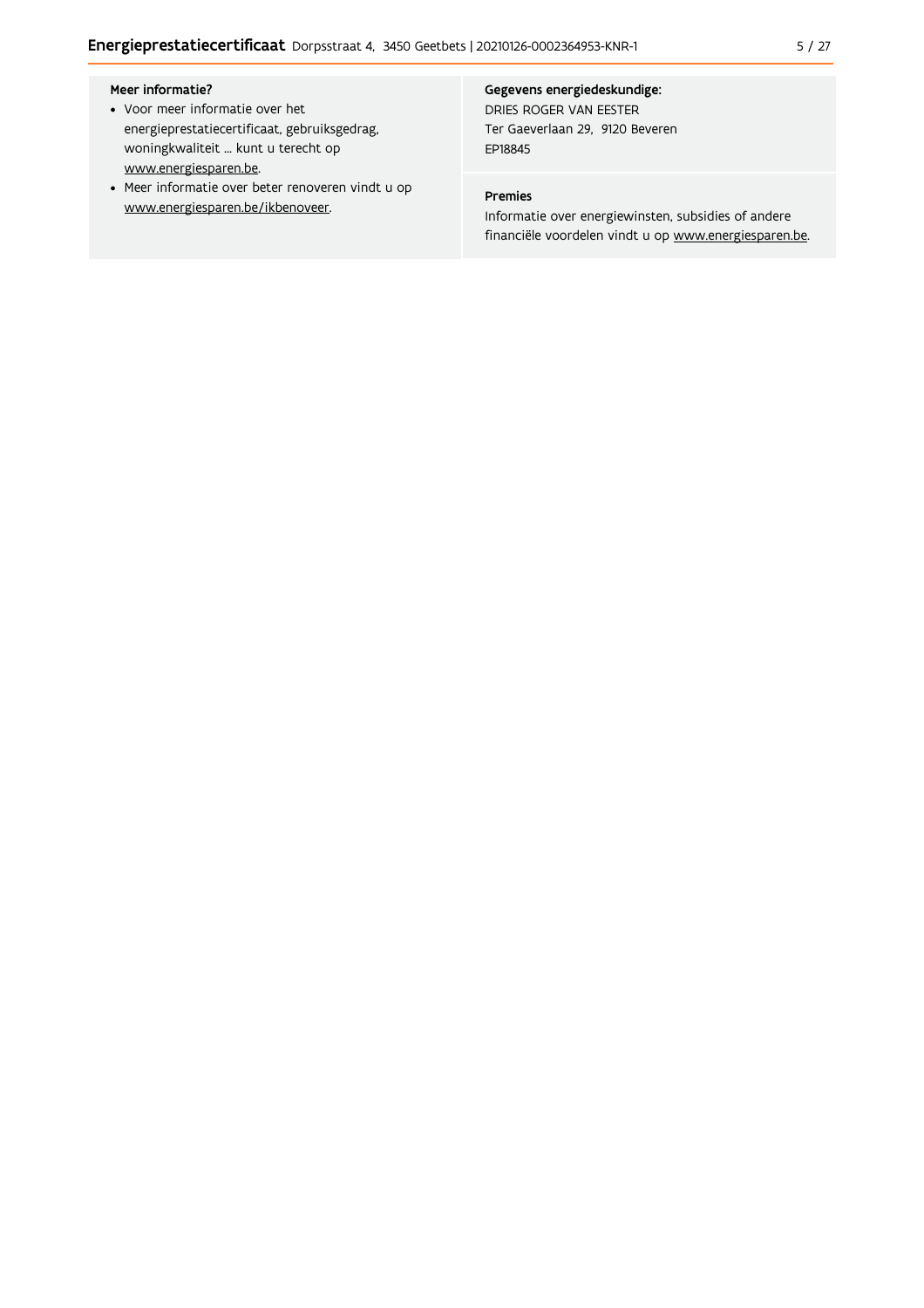**Meer informatie?**

- Voor meer informatie over het energieprestatiecertificaat, gebruiksgedrag, woningkwaliteit … kunt u terecht op www.energiesparen.be.
- Meer informatie over beter renoveren vindt u op www.energiesparen.be/ikbenoveer.

**Gegevens energiedeskundige:**

DRIES ROGER VAN EESTER
Ter Gaeverlaan 29, 9120 Beveren
EP18845

**Premies**

Informatie over energiewinsten, subsidies of andere financiële voordelen vindt u op www.energiesparen.be.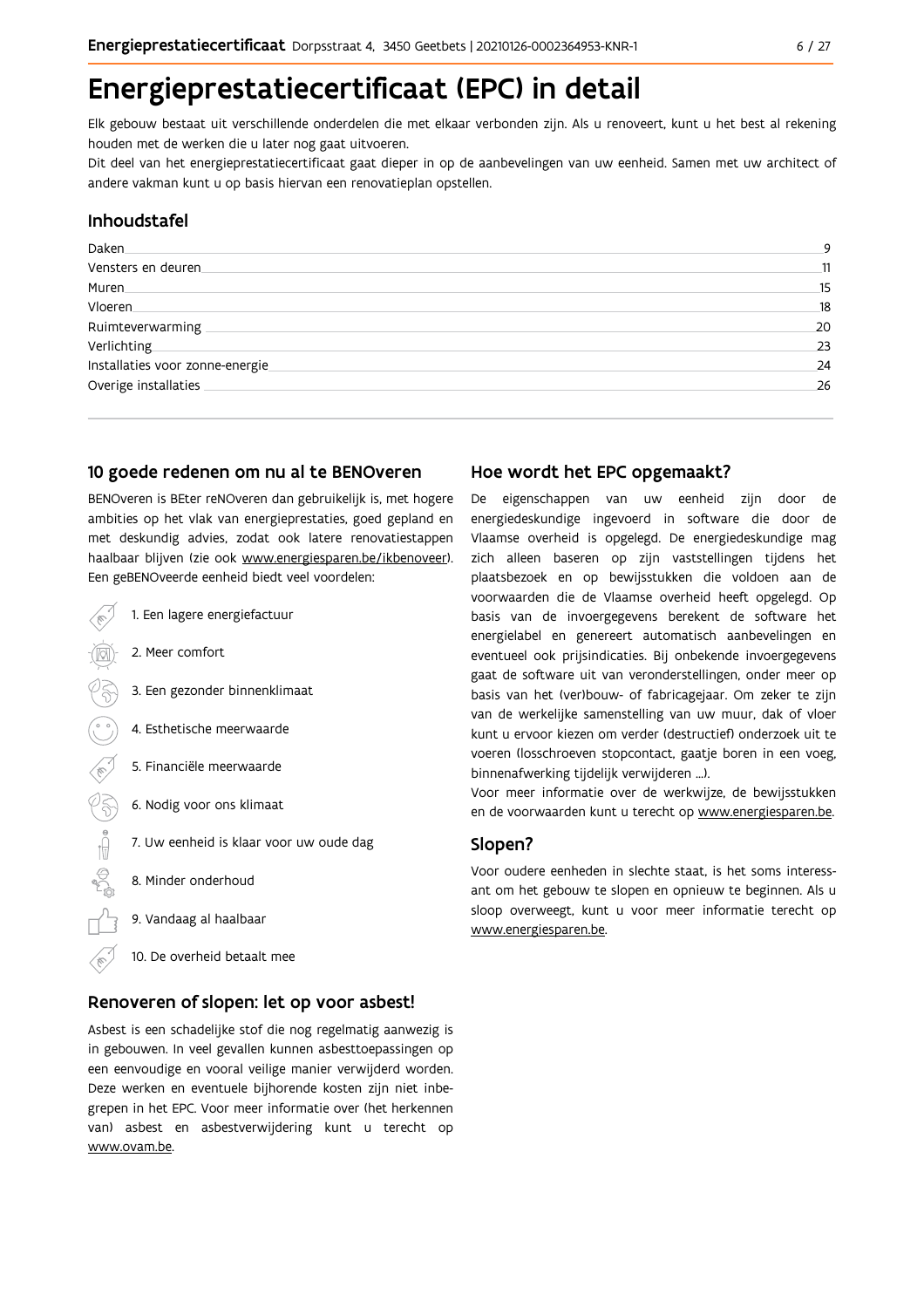# Energieprestatiecertificaat (EPC) in detail

Elk gebouw bestaat uit verschillende onderdelen die met elkaar verbonden zijn. Als u renoveert, kunt u het best al rekening houden met de werken die u later nog gaat uitvoeren.

Dit deel van het energieprestatiecertificaat gaat dieper in op de aanbevelingen van uw eenheid. Samen met uw architect of andere vakman kunt u op basis hiervan een renovatieplan opstellen.

## Inhoudstafel

| | |
|---|---|
| Daken | 9 |
| Vensters en deuren | 11 |
| Muren | 15 |
| Vloeren | 18 |
| Ruimteverwarming | 20 |
| Verlichting | 23 |
| Installaties voor zonne-energie | 24 |
| Overige installaties | 26 |

## 10 goede redenen om nu al te BENOveren

BENOveren is BEter reNOveren dan gebruikelijk is, met hogere ambities op het vlak van energieprestaties, goed gepland en met deskundig advies, zodat ook latere renovatiestappen haalbaar blijven (zie ook www.energiesparen.be/ikbenoveer). Een geBENOveerde eenheid biedt veel voordelen:

1. Een lagere energiefactuur
2. Meer comfort
3. Een gezonder binnenklimaat
4. Esthetische meerwaarde
5. Financiële meerwaarde
6. Nodig voor ons klimaat
7. Uw eenheid is klaar voor uw oude dag
8. Minder onderhoud
9. Vandaag al haalbaar
10. De overheid betaalt mee

## Renoveren of slopen: let op voor asbest!

Asbest is een schadelijke stof die nog regelmatig aanwezig is in gebouwen. In veel gevallen kunnen asbesttoepassingen op een eenvoudige en vooral veilige manier verwijderd worden. Deze werken en eventuele bijhorende kosten zijn niet inbegrepen in het EPC. Voor meer informatie over (het herkennen van) asbest en asbestverwijdering kunt u terecht op www.ovam.be.

## Hoe wordt het EPC opgemaakt?

De eigenschappen van uw eenheid zijn door de energiedeskundige ingevoerd in software die door de Vlaamse overheid is opgelegd. De energiedeskundige mag zich alleen baseren op zijn vaststellingen tijdens het plaatsbezoek en op bewijsstukken die voldoen aan de voorwaarden die de Vlaamse overheid heeft opgelegd. Op basis van de invoergegevens berekent de software het energielabel en genereert automatisch aanbevelingen en eventueel ook prijsindicaties. Bij onbekende invoergegevens gaat de software uit van veronderstellingen, onder meer op basis van het (ver)bouw- of fabricagejaar. Om zeker te zijn van de werkelijke samenstelling van uw muur, dak of vloer kunt u ervoor kiezen om verder (destructief) onderzoek uit te voeren (losschroeven stopcontact, gaatje boren in een voeg, binnenafwerking tijdelijk verwijderen ...).

Voor meer informatie over de werkwijze, de bewijsstukken en de voorwaarden kunt u terecht op www.energiesparen.be.

## Slopen?

Voor oudere eenheden in slechte staat, is het soms interessant om het gebouw te slopen en opnieuw te beginnen. Als u sloop overweegt, kunt u voor meer informatie terecht op www.energiesparen.be.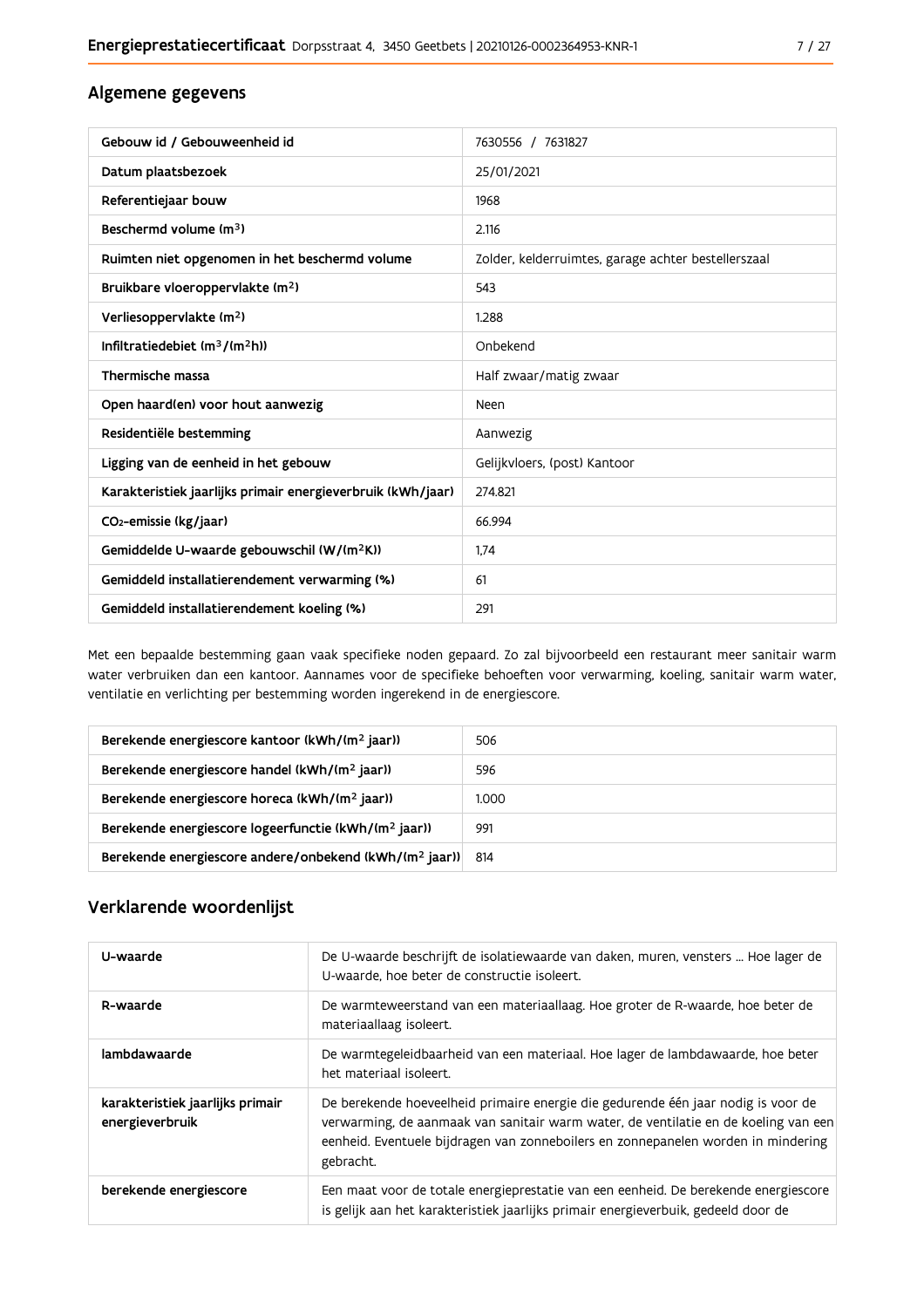## Algemene gegevens

| | |
|---|---|
| Gebouw id / Gebouweenheid id | 7630556 / 7631827 |
| Datum plaatsbezoek | 25/01/2021 |
| Referentiejaar bouw | 1968 |
| Beschermd volume ($m^3$) | 2.116 |
| Ruimten niet opgenomen in het beschermd volume | Zolder, kelderruimtes, garage achter bestellerszaal |
| Bruikbare vloeroppervlakte ($m^2$) | 543 |
| Verliesoppervlakte ($m^2$) | 1.288 |
| Infiltratiedebiet ($m^3/(m^2h)$) | Onbekend |
| Thermische massa | Half zwaar/matig zwaar |
| Open haard(en) voor hout aanwezig | Neen |
| Residentiële bestemming | Aanwezig |
| Ligging van de eenheid in het gebouw | Gelijkvloers, (post) Kantoor |
| Karakteristiek jaarlijks primair energieverbruik (kWh/jaar) | 274.821 |
| $CO_2$-emissie (kg/jaar) | 66.994 |
| Gemiddelde U-waarde gebouwschil ($W/(m^2K)$) | 1,74 |
| Gemiddeld installatierendement verwarming (%) | 61 |
| Gemiddeld installatierendement koeling (%) | 291 |

Met een bepaalde bestemming gaan vaak specifieke noden gepaard. Zo zal bijvoorbeeld een restaurant meer sanitair warm water verbruiken dan een kantoor. Aannames voor de specifieke behoeften voor verwarming, koeling, sanitair warm water, ventilatie en verlichting per bestemming worden ingerekend in de energiescore.

| | |
|---|---|
| Berekende energiescore kantoor ($kWh/(m^2$ jaar)) | 506 |
| Berekende energiescore handel ($kWh/(m^2$ jaar)) | 596 |
| Berekende energiescore horeca ($kWh/(m^2$ jaar)) | 1.000 |
| Berekende energiescore logeerfunctie ($kWh/(m^2$ jaar)) | 991 |
| Berekende energiescore andere/onbekend ($kWh/(m^2$ jaar)) | 814 |

## Verklarende woordenlijst

| | |
|---|---|
| U-waarde | De U-waarde beschrijft de isolatiewaarde van daken, muren, vensters ... Hoe lager de U-waarde, hoe beter de constructie isoleert. |
| R-waarde | De warmteweerstand van een materiaallaag. Hoe groter de R-waarde, hoe beter de materiaallaag isoleert. |
| lambdawaarde | De warmtegeleidbaarheid van een materiaal. Hoe lager de lambdawaarde, hoe beter het materiaal isoleert. |
| karakteristiek jaarlijks primair energieverbruik | De berekende hoeveelheid primaire energie die gedurende één jaar nodig is voor de verwarming, de aanmaak van sanitair warm water, de ventilatie en de koeling van een eenheid. Eventuele bijdragen van zonneboilers en zonnepanelen worden in mindering gebracht. |
| berekende energiescore | Een maat voor de totale energieprestatie van een eenheid. De berekende energiescore is gelijk aan het karakteristiek jaarlijks primair energieverbuik, gedeeld door de |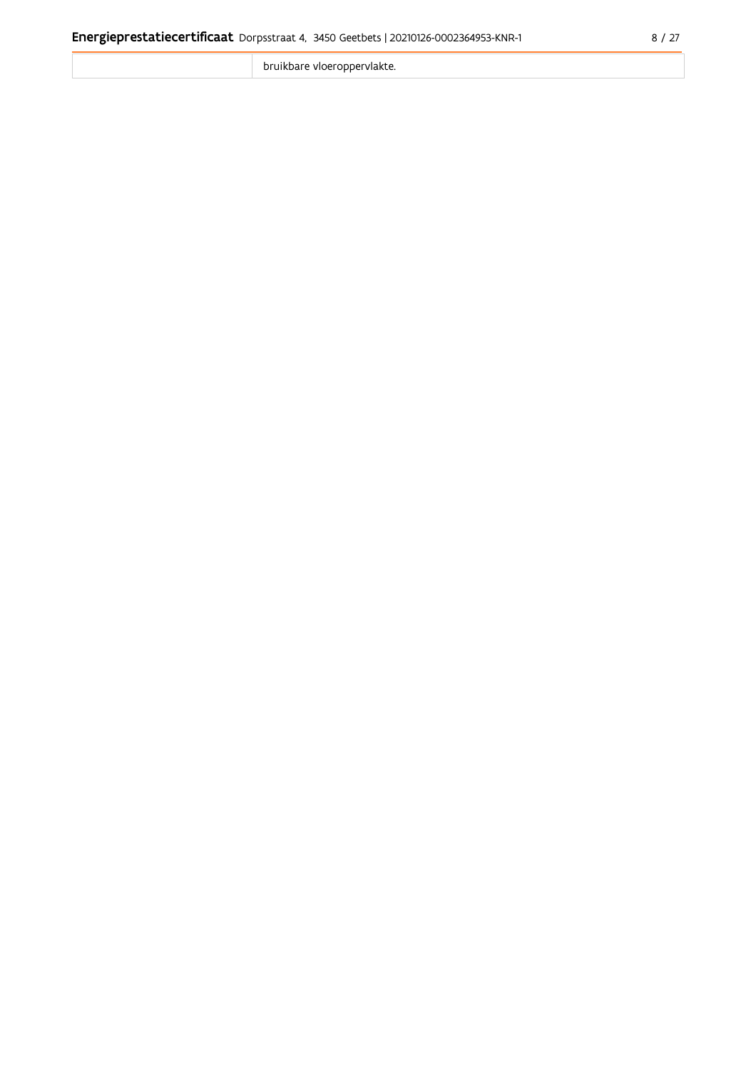| | bruikbare vloeroppervlakte. |
|---|---|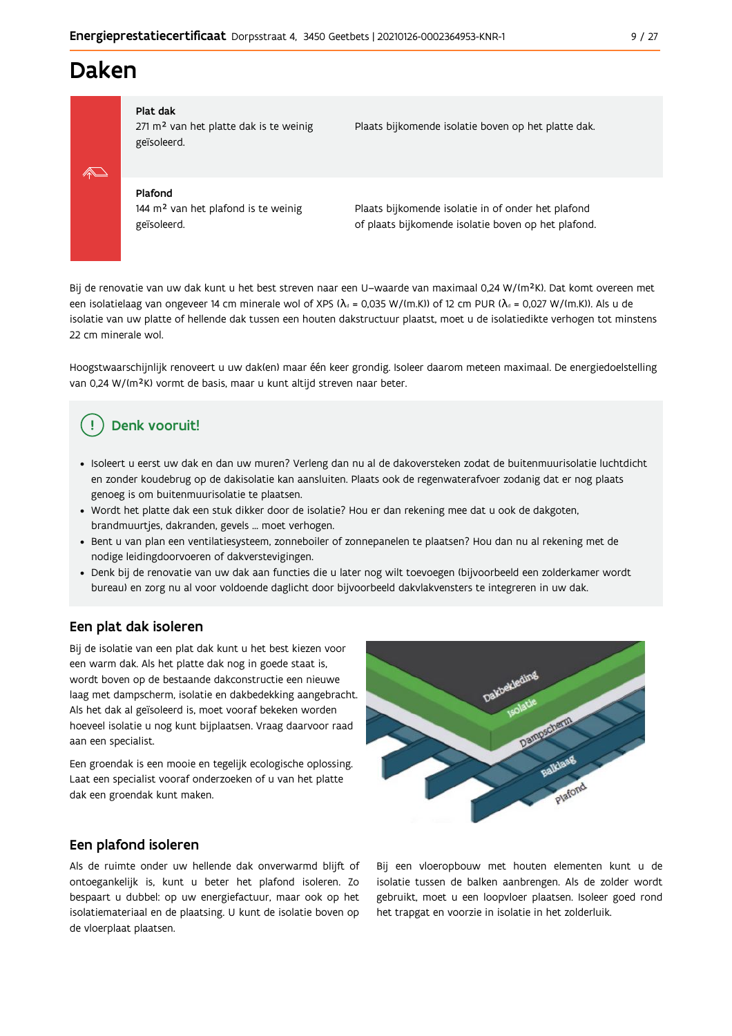# Daken

| | |
|---|---|
| **Plat dak**<br>271 m² van het platte dak is te weinig geïsoleerd. | Plaats bijkomende isolatie boven op het platte dak. |
| **Plafond**<br>144 m² van het plafond is te weinig geïsoleerd. | Plaats bijkomende isolatie in of onder het plafond of plaats bijkomende isolatie boven op het plafond. |

Bij de renovatie van uw dak kunt u het best streven naar een U-waarde van maximaal 0,24 W/(m²K). Dat komt overeen met een isolatielaag van ongeveer 14 cm minerale wol of XPS ($\lambda_d$ = 0,035 W/(m.K)) of 12 cm PUR ($\lambda_d$ = 0,027 W/(m.K)). Als u de isolatie van uw platte of hellende dak tussen een houten dakstructuur plaatst, moet u de isolatiedikte verhogen tot minstens 22 cm minerale wol.

Hoogstwaarschijnlijk renoveert u uw dak(en) maar één keer grondig. Isoleer daarom meteen maximaal. De energiedoelstelling van 0,24 W/(m²K) vormt de basis, maar u kunt altijd streven naar beter.

## Denk vooruit!

- Isoleert u eerst uw dak en dan uw muren? Verleng dan nu al de dakoversteken zodat de buitenmuurisolatie luchtdicht en zonder koudebrug op de dakisolatie kan aansluiten. Plaats ook de regenwaterafvoer zodanig dat er nog plaats genoeg is om buitenmuurisolatie te plaatsen.
- Wordt het platte dak een stuk dikker door de isolatie? Hou er dan rekening mee dat u ook de dakgoten, brandmuurtjes, dakranden, gevels ... moet verhogen.
- Bent u van plan een ventilatiesysteem, zonneboiler of zonnepanelen te plaatsen? Hou dan nu al rekening met de nodige leidingdoorvoeren of dakverstevigingen.
- Denk bij de renovatie van uw dak aan functies die u later nog wilt toevoegen (bijvoorbeeld een zolderkamer wordt bureau) en zorg nu al voor voldoende daglicht door bijvoorbeeld dakvlakvensters te integreren in uw dak.

## Een plat dak isoleren

Bij de isolatie van een plat dak kunt u het best kiezen voor een warm dak. Als het platte dak nog in goede staat is, wordt boven op de bestaande dakconstructie een nieuwe laag met dampscherm, isolatie en dakbedekking aangebracht. Als het dak al geïsoleerd is, moet vooraf bekeken worden hoeveel isolatie u nog kunt bijplaatsen. Vraag daarvoor raad aan een specialist.

Een groendak is een mooie en tegelijk ecologische oplossing. Laat een specialist vooraf onderzoeken of u van het platte dak een groendak kunt maken.

## Een plafond isoleren

Als de ruimte onder uw hellende dak onverwarmd blijft of ontoegankelijk is, kunt u beter het plafond isoleren. Zo bespaart u dubbel: op uw energiefactuur, maar ook op het isolatiemateriaal en de plaatsing. U kunt de isolatie boven op de vloerplaat plaatsen.

Bij een vloeropbouw met houten elementen kunt u de isolatie tussen de balken aanbrengen. Als de zolder wordt gebruikt, moet u een loopvloer plaatsen. Isoleer goed rond het trapgat en voorzie in isolatie in het zolderluik.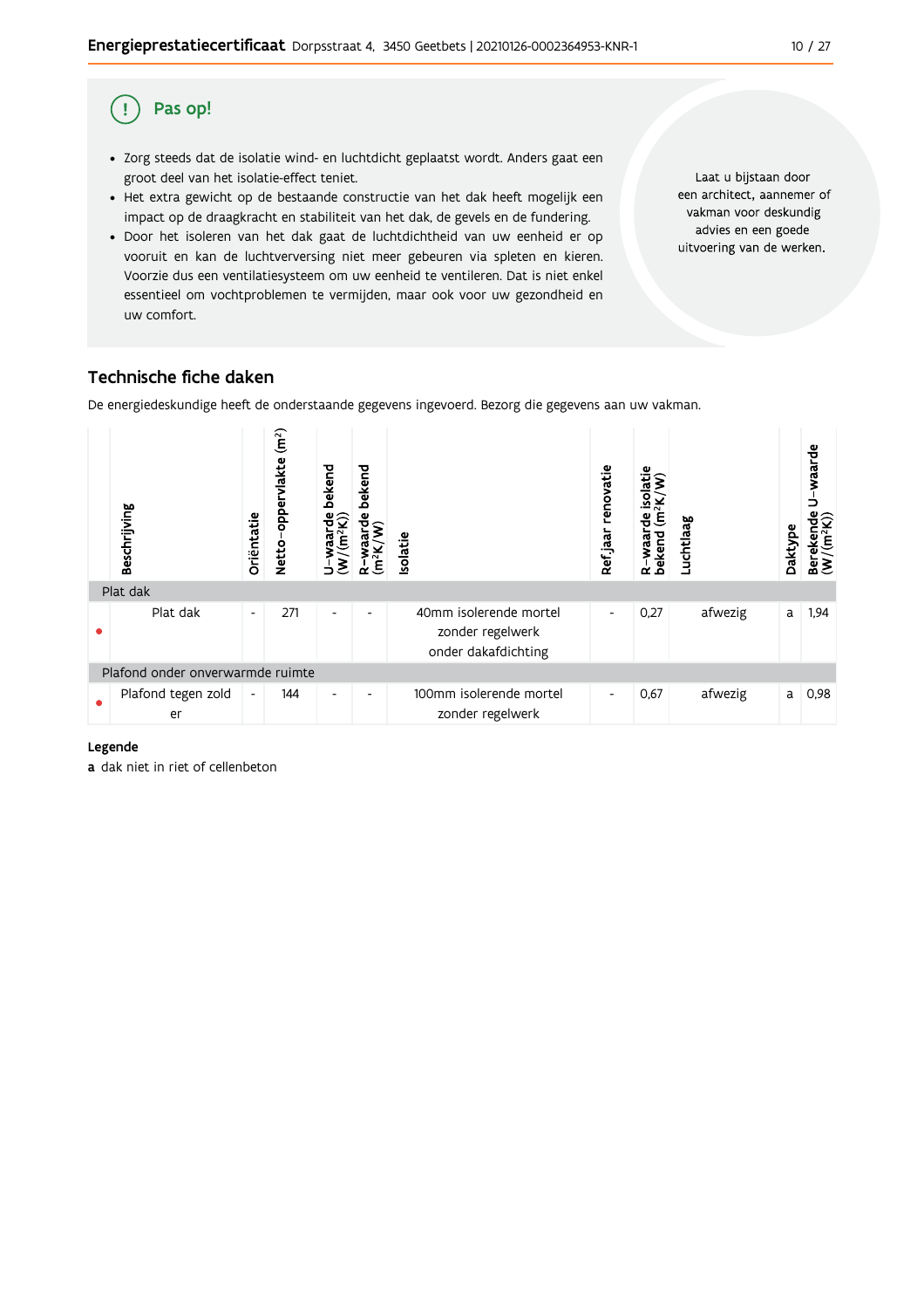## Pas op!

- Zorg steeds dat de isolatie wind- en luchtdicht geplaatst wordt. Anders gaat een groot deel van het isolatie-effect teniet.
- Het extra gewicht op de bestaande constructie van het dak heeft mogelijk een impact op de draagkracht en stabiliteit van het dak, de gevels en de fundering.
- Door het isoleren van het dak gaat de luchtdichtheid van uw eenheid er op vooruit en kan de luchtverversing niet meer gebeuren via spleten en kieren. Voorzie dus een ventilatiesysteem om uw eenheid te ventileren. Dat is niet enkel essentieel om vochtproblemen te vermijden, maar ook voor uw gezondheid en uw comfort.

Laat u bijstaan door een architect, aannemer of vakman voor deskundig advies en een goede uitvoering van de werken.

## Technische fiche daken

De energiedeskundige heeft de onderstaande gegevens ingevoerd. Bezorg die gegevens aan uw vakman.

| | Beschrijving | Oriëntatie | Netto-oppervlakte ($m^2$) | U-waarde bekend ($W/(m^2K)$) | R-waarde bekend ($m^2K/W$) | Isolatie | Ref.jaar renovatie | R-waarde isolatie bekend ($m^2K/W$) | Luchtlaag | Daktype | Berekende U-waarde ($W/(m^2K)$) |
|---|---|---|---|---|---|---|---|---|---|---|---|
| **Plat dak** | | | | | | | | | | | |
| • | Plat dak | - | 271 | - | - | 40mm isolerende mortel zonder regelwerk onder dakafdichting | - | 0,27 | afwezig | a | 1,94 |
| **Plafond onder onverwarmde ruimte** | | | | | | | | | | | |
| • | Plafond tegen zolder | - | 144 | - | - | 100mm isolerende mortel zonder regelwerk | - | 0,67 | afwezig | a | 0,98 |

**Legende**

**a** dak niet in riet of cellenbeton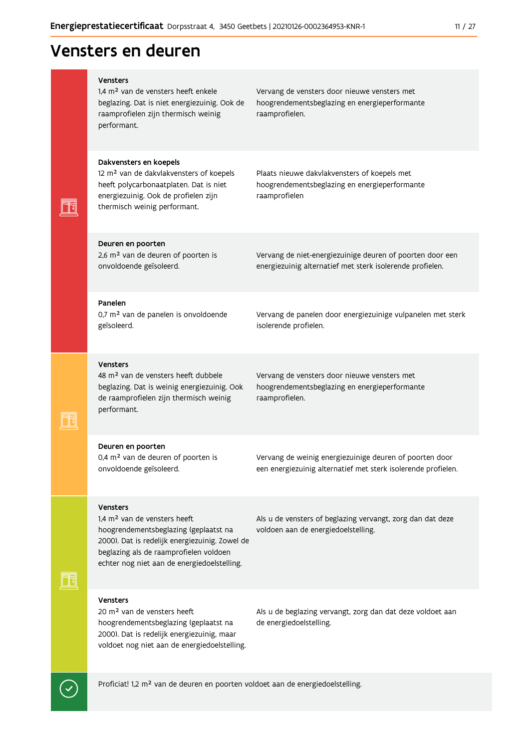# Vensters en deuren

| Toestand | Huidige situatie | Aanbeveling |
|---|---|---|
| | **Vensters**<br>1,4 m² van de vensters heeft enkele beglazing. Dat is niet energiezuinig. Ook de raamprofielen zijn thermisch weinig performant. | Vervang de vensters door nieuwe vensters met hoogrendementsbeglazing en energieperformante raamprofielen. |
| | **Dakvensters en koepels**<br>12 m² van de dakvlakvensters of koepels heeft polycarbonaatplaten. Dat is niet energiezuinig. Ook de profielen zijn thermisch weinig performant. | Plaats nieuwe dakvlakvensters of koepels met hoogrendementsbeglazing en energieperformante raamprofielen |
| | **Deuren en poorten**<br>2,6 m² van de deuren of poorten is onvoldoende geïsoleerd. | Vervang de niet-energiezuinige deuren of poorten door een energiezuinig alternatief met sterk isolerende profielen. |
| | **Panelen**<br>0,7 m² van de panelen is onvoldoende geïsoleerd. | Vervang de panelen door energiezuinige vulpanelen met sterk isolerende profielen. |
| | **Vensters**<br>48 m² van de vensters heeft dubbele beglazing. Dat is weinig energiezuinig. Ook de raamprofielen zijn thermisch weinig performant. | Vervang de vensters door nieuwe vensters met hoogrendementsbeglazing en energieperformante raamprofielen. |
| | **Deuren en poorten**<br>0,4 m² van de deuren of poorten is onvoldoende geïsoleerd. | Vervang de weinig energiezuinige deuren of poorten door een energiezuinig alternatief met sterk isolerende profielen. |
| | **Vensters**<br>1,4 m² van de vensters heeft hoogrendementsbeglazing (geplaatst na 2000). Dat is redelijk energiezuinig. Zowel de beglazing als de raamprofielen voldoen echter nog niet aan de energiedoelstelling. | Als u de vensters of beglazing vervangt, zorg dan dat deze voldoen aan de energiedoelstelling. |
| | **Vensters**<br>20 m² van de vensters heeft hoogrendementsbeglazing (geplaatst na 2000). Dat is redelijk energiezuinig, maar voldoet nog niet aan de energiedoelstelling. | Als u de beglazing vervangt, zorg dan dat deze voldoet aan de energiedoelstelling. |

Proficiat! 1,2 m² van de deuren en poorten voldoet aan de energiedoelstelling.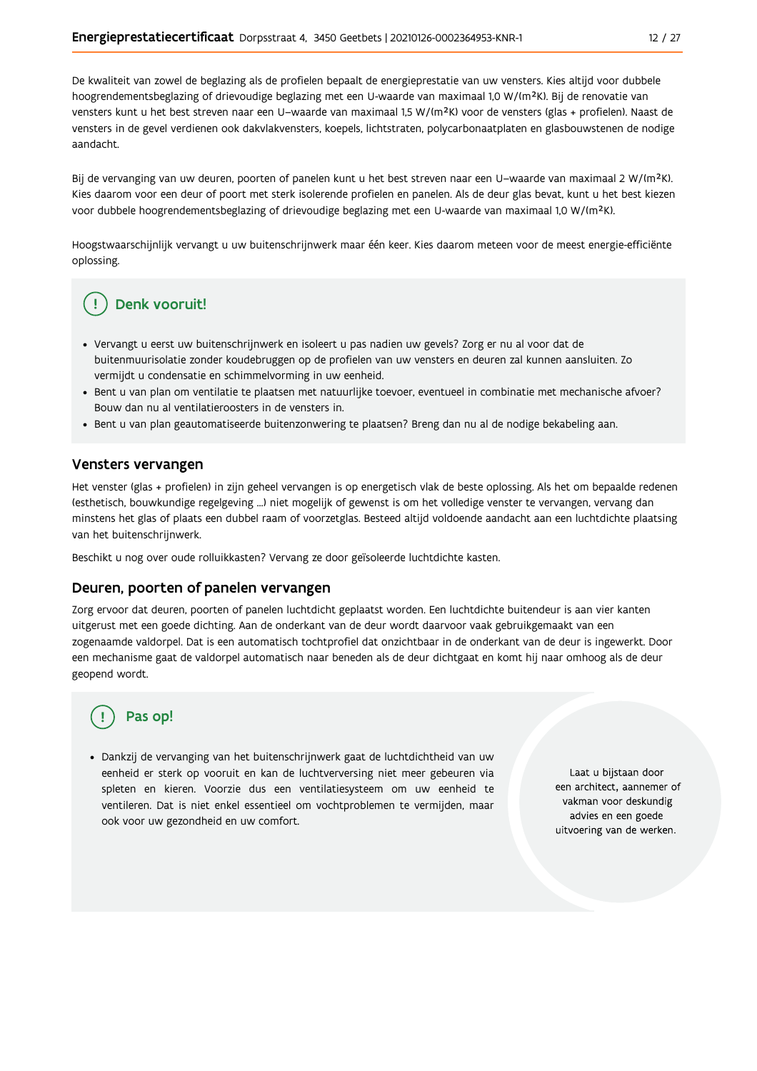De kwaliteit van zowel de beglazing als de profielen bepaalt de energieprestatie van uw vensters. Kies altijd voor dubbele hoogrendementsbeglazing of drievoudige beglazing met een U-waarde van maximaal 1,0 W/(m²K). Bij de renovatie van vensters kunt u het best streven naar een U–waarde van maximaal 1,5 W/(m²K) voor de vensters (glas + profielen). Naast de vensters in de gevel verdienen ook dakvlakvensters, koepels, lichtstraten, polycarbonaatplaten en glasbouwstenen de nodige aandacht.

Bij de vervanging van uw deuren, poorten of panelen kunt u het best streven naar een U–waarde van maximaal 2 W/(m²K). Kies daarom voor een deur of poort met sterk isolerende profielen en panelen. Als de deur glas bevat, kunt u het best kiezen voor dubbele hoogrendementsbeglazing of drievoudige beglazing met een U-waarde van maximaal 1,0 W/(m²K).

Hoogstwaarschijnlijk vervangt u uw buitenschrijnwerk maar één keer. Kies daarom meteen voor de meest energie-efficiënte oplossing.

### Denk vooruit!

- Vervangt u eerst uw buitenschrijnwerk en isoleert u pas nadien uw gevels? Zorg er nu al voor dat de buitenmuurisolatie zonder koudebruggen op de profielen van uw vensters en deuren zal kunnen aansluiten. Zo vermijdt u condensatie en schimmelvorming in uw eenheid.
- Bent u van plan om ventilatie te plaatsen met natuurlijke toevoer, eventueel in combinatie met mechanische afvoer? Bouw dan nu al ventilatieroosters in de vensters in.
- Bent u van plan geautomatiseerde buitenzonwering te plaatsen? Breng dan nu al de nodige bekabeling aan.

## Vensters vervangen

Het venster (glas + profielen) in zijn geheel vervangen is op energetisch vlak de beste oplossing. Als het om bepaalde redenen (esthetisch, bouwkundige regelgeving ...) niet mogelijk of gewenst is om het volledige venster te vervangen, vervang dan minstens het glas of plaats een dubbel raam of voorzetglas. Besteed altijd voldoende aandacht aan een luchtdichte plaatsing van het buitenschrijnwerk.

Beschikt u nog over oude rolluikkasten? Vervang ze door geïsoleerde luchtdichte kasten.

## Deuren, poorten of panelen vervangen

Zorg ervoor dat deuren, poorten of panelen luchtdicht geplaatst worden. Een luchtdichte buitendeur is aan vier kanten uitgerust met een goede dichting. Aan de onderkant van de deur wordt daarvoor vaak gebruikgemaakt van een zogenaamde valdorpel. Dat is een automatisch tochtprofiel dat onzichtbaar in de onderkant van de deur is ingewerkt. Door een mechanisme gaat de valdorpel automatisch naar beneden als de deur dichtgaat en komt hij naar omhoog als de deur geopend wordt.

### Pas op!

- Dankzij de vervanging van het buitenschrijnwerk gaat de luchtdichtheid van uw eenheid er sterk op vooruit en kan de luchtverversing niet meer gebeuren via spleten en kieren. Voorzie dus een ventilatiesysteem om uw eenheid te ventileren. Dat is niet enkel essentieel om vochtproblemen te vermijden, maar ook voor uw gezondheid en uw comfort.

Laat u bijstaan door een architect, aannemer of vakman voor deskundig advies en een goede uitvoering van de werken.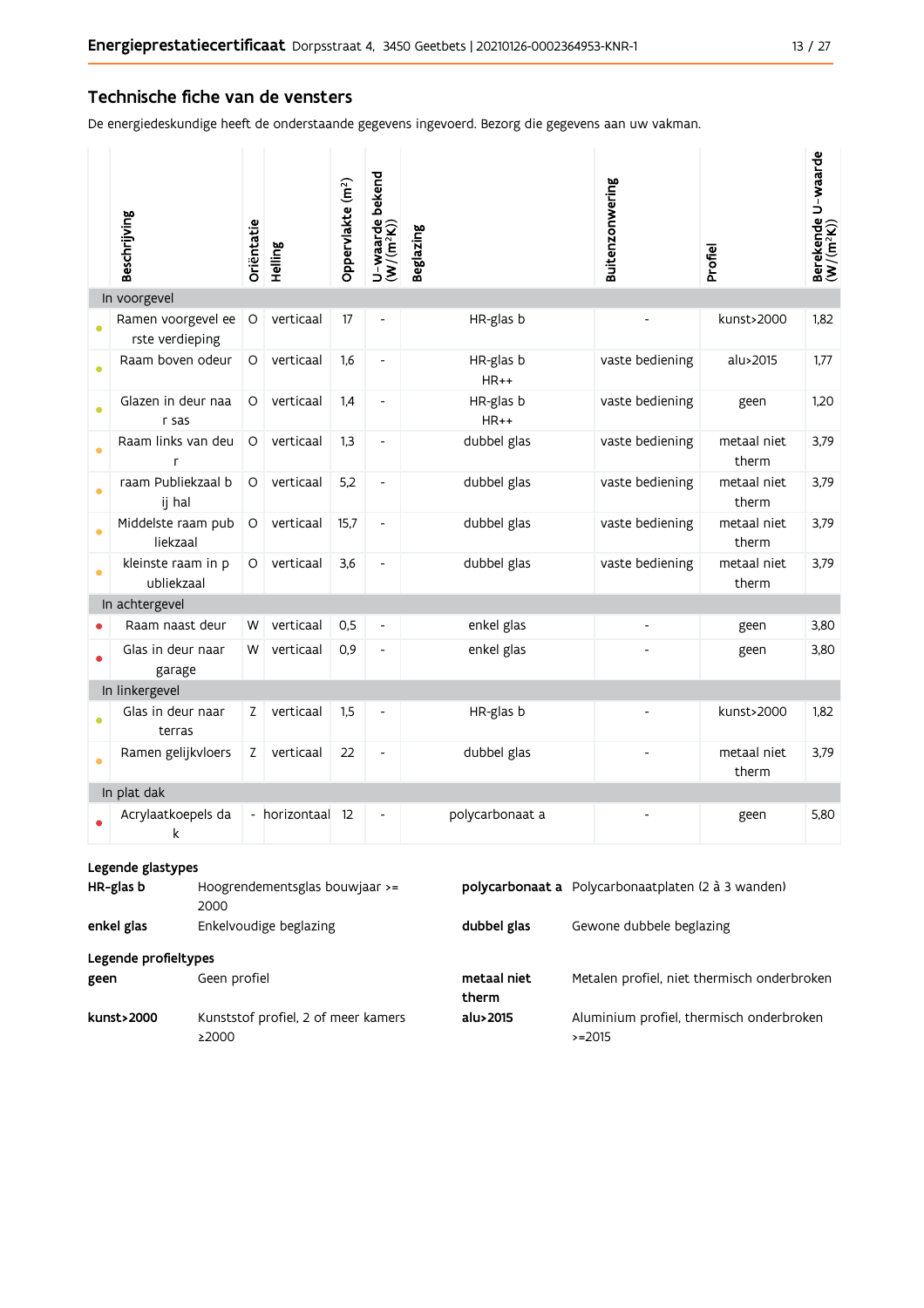## Technische fiche van de vensters

De energiedeskundige heeft de onderstaande gegevens ingevoerd. Bezorg die gegevens aan uw vakman.

| | Beschrijving | Oriëntatie | Helling | Oppervlakte (m²) | U-waarde bekend (W/(m²K)) | Beglazing | Buitenzonwering | Profiel | Berekende U-waarde (W/(m²K)) |
|---|---|---|---|---|---|---|---|---|---|
| **In voorgevel** | | | | | | | | | |
| ● | Ramen voorgevel eerste verdieping | O | verticaal | 17 | - | HR-glas b | - | kunst>2000 | 1,82 |
| ● | Raam boven odeur | O | verticaal | 1,6 | - | HR-glas b HR++ | vaste bediening | alu>2015 | 1,77 |
| ● | Glazen in deur naar sas | O | verticaal | 1,4 | - | HR-glas b HR++ | vaste bediening | geen | 1,20 |
| ● | Raam links van deur | O | verticaal | 1,3 | - | dubbel glas | vaste bediening | metaal niet therm | 3,79 |
| ● | raam Publiekzaal bij hal | O | verticaal | 5,2 | - | dubbel glas | vaste bediening | metaal niet therm | 3,79 |
| ● | Middelste raam publiekzaal | O | verticaal | 15,7 | - | dubbel glas | vaste bediening | metaal niet therm | 3,79 |
| ● | kleinste raam in publiekzaal | O | verticaal | 3,6 | - | dubbel glas | vaste bediening | metaal niet therm | 3,79 |
| **In achtergevel** | | | | | | | | | |
| ● | Raam naast deur | W | verticaal | 0,5 | - | enkel glas | - | geen | 3,80 |
| ● | Glas in deur naar garage | W | verticaal | 0,9 | - | enkel glas | - | geen | 3,80 |
| **In linkergevel** | | | | | | | | | |
| ● | Glas in deur naar terras | Z | verticaal | 1,5 | - | HR-glas b | - | kunst>2000 | 1,82 |
| ● | Ramen gelijkvloers | Z | verticaal | 22 | - | dubbel glas | - | metaal niet therm | 3,79 |
| **In plat dak** | | | | | | | | | |
| ● | Acrylaatkoepels dak | - | horizontaal | 12 | - | polycarbonaat a | - | geen | 5,80 |

**Legende glastypes**

| | |
|---|---|
| **HR-glas b** | Hoogrendementsglas bouwjaar >= 2000 |
| **enkel glas** | Enkelvoudige beglazing |
| **polycarbonaat a** | Polycarbonaatplaten (2 à 3 wanden) |
| **dubbel glas** | Gewone dubbele beglazing |

**Legende profieltypes**

| | |
|---|---|
| **geen** | Geen profiel |
| **kunst>2000** | Kunststof profiel, 2 of meer kamers ≥2000 |
| **metaal niet therm** | Metalen profiel, niet thermisch onderbroken |
| **alu>2015** | Aluminium profiel, thermisch onderbroken >=2015 |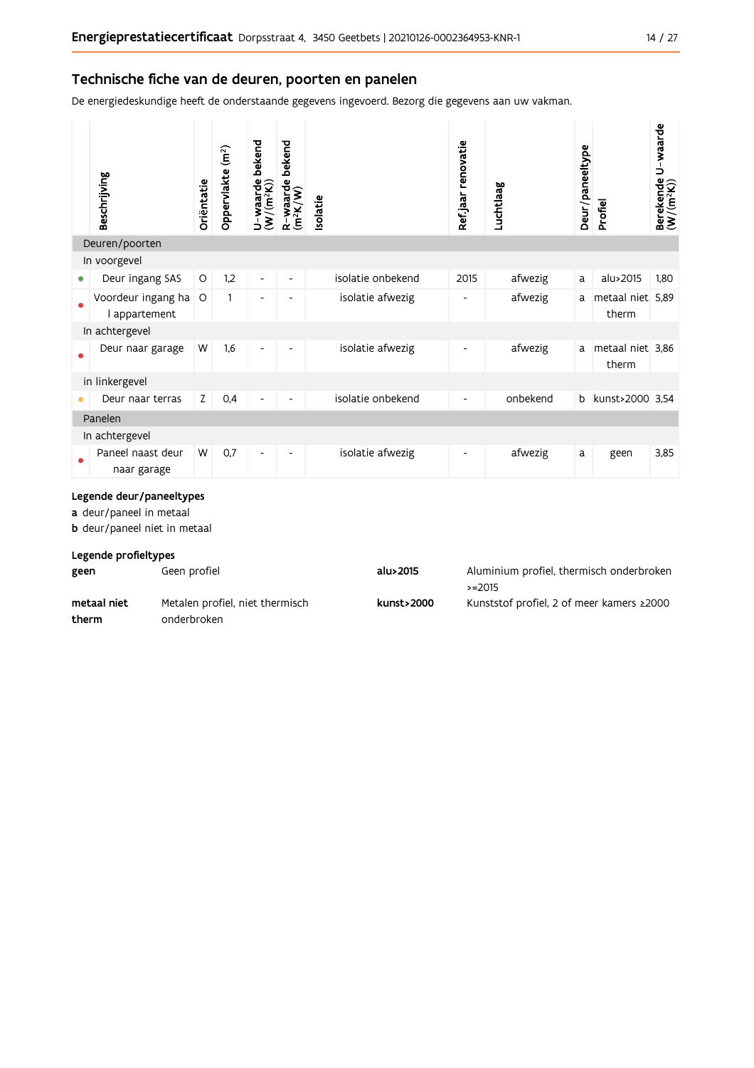## Technische fiche van de deuren, poorten en panelen

De energiedeskundige heeft de onderstaande gegevens ingevoerd. Bezorg die gegevens aan uw vakman.

| | Beschrijving | Oriëntatie | Oppervlakte (m²) | U-waarde bekend (W/(m²K)) | R-waarde bekend (m²K/W) | Isolatie | Ref.jaar renovatie | Luchtlaag | Deur/paneeltype | Profiel | Berekende U-waarde (W/(m²K)) |
|---|---|---|---|---|---|---|---|---|---|---|---|
| **Deuren/poorten** | | | | | | | | | | | |
| In voorgevel | | | | | | | | | | | |
| ● | Deur ingang SAS | O | 1,2 | - | - | isolatie onbekend | 2015 | afwezig | a | alu>2015 | 1,80 |
| ● | Voordeur ingang hal appartement | O | 1 | - | - | isolatie afwezig | - | afwezig | a | metaal niet therm | 5,89 |
| In achtergevel | | | | | | | | | | | |
| ● | Deur naar garage | W | 1,6 | - | - | isolatie afwezig | - | afwezig | a | metaal niet therm | 3,86 |
| in linkergevel | | | | | | | | | | | |
| ● | Deur naar terras | Z | 0,4 | - | - | isolatie onbekend | - | onbekend | b | kunst>2000 | 3,54 |
| **Panelen** | | | | | | | | | | | |
| In achtergevel | | | | | | | | | | | |
| ● | Paneel naast deur naar garage | W | 0,7 | - | - | isolatie afwezig | - | afwezig | a | geen | 3,85 |

**Legende deur/paneeltypes**

**a** deur/paneel in metaal
**b** deur/paneel niet in metaal

**Legende profieltypes**

| | | | |
|---|---|---|---|
| **geen** | Geen profiel | **alu>2015** | Aluminium profiel, thermisch onderbroken >=2015 |
| **metaal niet therm** | Metalen profiel, niet thermisch onderbroken | **kunst>2000** | Kunststof profiel, 2 of meer kamers ≥2000 |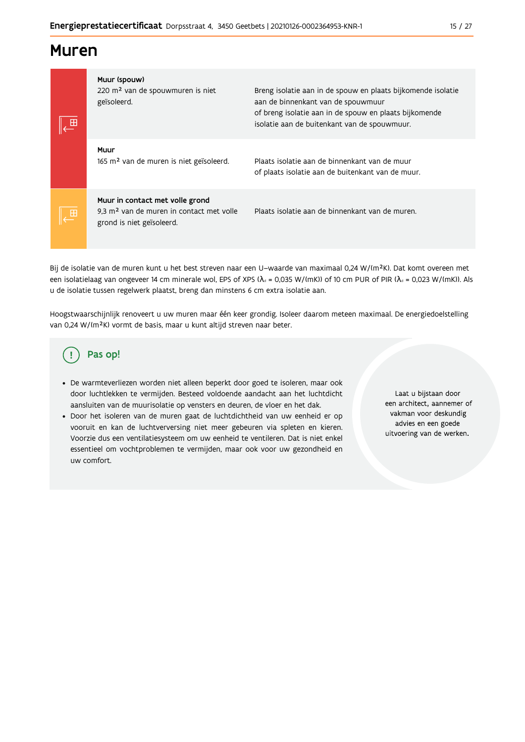# Muren

| Onderdeel | Advies |
| --- | --- |
| **Muur (spouw)**<br>220 m² van de spouwmuren is niet geïsoleerd. | Breng isolatie aan in de spouw en plaats bijkomende isolatie aan de binnenkant van de spouwmuur<br>of breng isolatie aan in de spouw en plaats bijkomende isolatie aan de buitenkant van de spouwmuur. |
| **Muur**<br>165 m² van de muren is niet geïsoleerd. | Plaats isolatie aan de binnenkant van de muur<br>of plaats isolatie aan de buitenkant van de muur. |
| **Muur in contact met volle grond**<br>9,3 m² van de muren in contact met volle grond is niet geïsoleerd. | Plaats isolatie aan de binnenkant van de muren. |

Bij de isolatie van de muren kunt u het best streven naar een U-waarde van maximaal 0,24 W/(m²K). Dat komt overeen met een isolatielaag van ongeveer 14 cm minerale wol, EPS of XPS ($\lambda_d$ = 0,035 W/(mK)) of 10 cm PUR of PIR ($\lambda_d$ = 0,023 W/(mK)). Als u de isolatie tussen regelwerk plaatst, breng dan minstens 6 cm extra isolatie aan.

Hoogstwaarschijnlijk renoveert u uw muren maar één keer grondig. Isoleer daarom meteen maximaal. De energiedoelstelling van 0,24 W/(m²K) vormt de basis, maar u kunt altijd streven naar beter.

## Pas op!

- De warmteverliezen worden niet alleen beperkt door goed te isoleren, maar ook door luchtlekken te vermijden. Besteed voldoende aandacht aan het luchtdicht aansluiten van de muurisolatie op vensters en deuren, de vloer en het dak.
- Door het isoleren van de muren gaat de luchtdichtheid van uw eenheid er op vooruit en kan de luchtverversing niet meer gebeuren via spleten en kieren. Voorzie dus een ventilatiesysteem om uw eenheid te ventileren. Dat is niet enkel essentieel om vochtproblemen te vermijden, maar ook voor uw gezondheid en uw comfort.

Laat u bijstaan door een architect, aannemer of vakman voor deskundig advies en een goede uitvoering van de werken.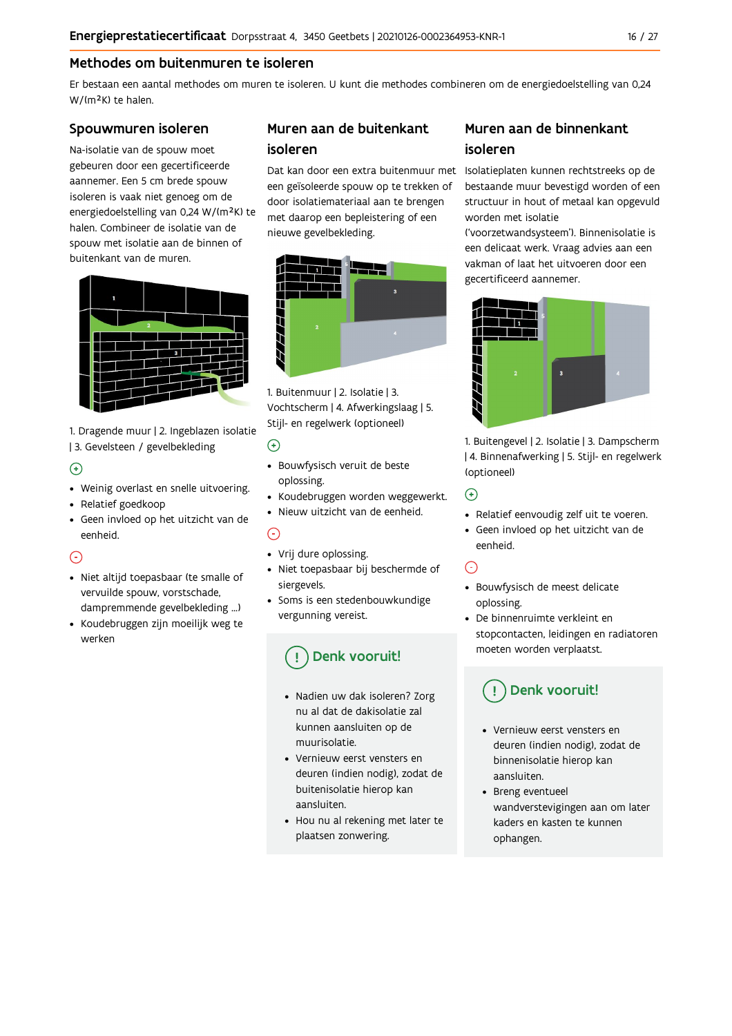## Methodes om buitenmuren te isoleren

Er bestaan een aantal methodes om muren te isoleren. U kunt die methodes combineren om de energiedoelstelling van 0,24 W/(m²K) te halen.

### Spouwmuren isoleren

Na-isolatie van de spouw moet gebeuren door een gecertificeerde aannemer. Een 5 cm brede spouw isoleren is vaak niet genoeg om de energiedoelstelling van 0,24 W/(m²K) te halen. Combineer de isolatie van de spouw met isolatie aan de binnen of buitenkant van de muren.

1. Dragende muur | 2. Ingeblazen isolatie | 3. Gevelsteen / gevelbekleding

(+)

- Weinig overlast en snelle uitvoering.
- Relatief goedkoop
- Geen invloed op het uitzicht van de eenheid.

(-)

- Niet altijd toepasbaar (te smalle of vervuilde spouw, vorstschade, dampremmende gevelbekleding ...)
- Koudebruggen zijn moeilijk weg te werken

### Muren aan de buitenkant isoleren

Dat kan door een extra buitenmuur met een geïsoleerde spouw op te trekken of door isolatiemateriaal aan te brengen met daarop een bepleistering of een nieuwe gevelbekleding.

1. Buitenmuur | 2. Isolatie | 3. Vochtscherm | 4. Afwerkingslaag | 5. Stijl- en regelwerk (optioneel)

(+)

- Bouwfysisch veruit de beste oplossing.
- Koudebruggen worden weggewerkt.
- Nieuw uitzicht van de eenheid.

(-)

- Vrij dure oplossing.
- Niet toepasbaar bij beschermde of siergevels.
- Soms is een stedenbouwkundige vergunning vereist.

**Denk vooruit!**

- Nadien uw dak isoleren? Zorg nu al dat de dakisolatie zal kunnen aansluiten op de muurisolatie.
- Vernieuw eerst vensters en deuren (indien nodig), zodat de buitenisolatie hierop kan aansluiten.
- Hou nu al rekening met later te plaatsen zonwering.

### Muren aan de binnenkant isoleren

Isolatieplaten kunnen rechtstreeks op de bestaande muur bevestigd worden of een structuur in hout of metaal kan opgevuld worden met isolatie ('voorzetwandsysteem'). Binnenisolatie is een delicaat werk. Vraag advies aan een vakman of laat het uitvoeren door een gecertificeerd aannemer.

1. Buitengevel | 2. Isolatie | 3. Dampscherm | 4. Binnenafwerking | 5. Stijl- en regelwerk (optioneel)

(+)

- Relatief eenvoudig zelf uit te voeren.
- Geen invloed op het uitzicht van de eenheid.

(-)

- Bouwfysisch de meest delicate oplossing.
- De binnenruimte verkleint en stopcontacten, leidingen en radiatoren moeten worden verplaatst.

**Denk vooruit!**

- Vernieuw eerst vensters en deuren (indien nodig), zodat de binnenisolatie hierop kan aansluiten.
- Breng eventueel wandverstevigingen aan om later kaders en kasten te kunnen ophangen.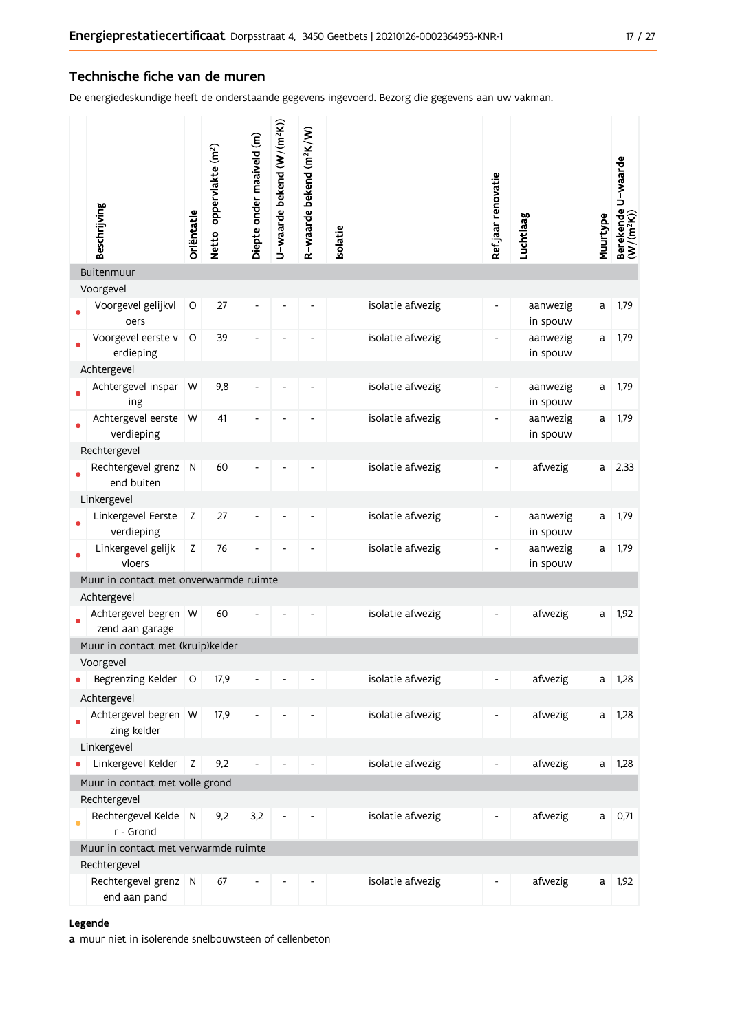## Technische fiche van de muren

De energiedeskundige heeft de onderstaande gegevens ingevoerd. Bezorg die gegevens aan uw vakman.

| | Beschrijving | Oriëntatie | Netto-oppervlakte ($m^2$) | Diepte onder maaiveld (m) | U-waarde bekend ($W/(m^2K)$) | R-waarde bekend ($m^2K/W$) | Isolatie | Ref.jaar renovatie | Luchtlaag | Muurtype | Berekende U-waarde ($W/(m^2K)$) |
|---|---|---|---|---|---|---|---|---|---|---|---|
| **Buitenmuur** | | | | | | | | | | | |
| Voorgevel | | | | | | | | | | | |
| ● | Voorgevel gelijkvloers | O | 27 | - | - | - | isolatie afwezig | - | aanwezig in spouw | a | 1,79 |
| ● | Voorgevel eerste verdieping | O | 39 | - | - | - | isolatie afwezig | - | aanwezig in spouw | a | 1,79 |
| Achtergevel | | | | | | | | | | | |
| ● | Achtergevel inspring | W | 9,8 | - | - | - | isolatie afwezig | - | aanwezig in spouw | a | 1,79 |
| ● | Achtergevel eerste verdieping | W | 41 | - | - | - | isolatie afwezig | - | aanwezig in spouw | a | 1,79 |
| Rechtergevel | | | | | | | | | | | |
| ● | Rechtergevel grenzend buiten | N | 60 | - | - | - | isolatie afwezig | - | afwezig | a | 2,33 |
| Linkergevel | | | | | | | | | | | |
| ● | Linkergevel Eerste verdieping | Z | 27 | - | - | - | isolatie afwezig | - | aanwezig in spouw | a | 1,79 |
| ● | Linkergevel gelijkvloers | Z | 76 | - | - | - | isolatie afwezig | - | aanwezig in spouw | a | 1,79 |
| **Muur in contact met onverwarmde ruimte** | | | | | | | | | | | |
| Achtergevel | | | | | | | | | | | |
| ● | Achtergevel begrenzend aan garage | W | 60 | - | - | - | isolatie afwezig | - | afwezig | a | 1,92 |
| **Muur in contact met (kruip)kelder** | | | | | | | | | | | |
| Voorgevel | | | | | | | | | | | |
| ● | Begrenzing Kelder | O | 17,9 | - | - | - | isolatie afwezig | - | afwezig | a | 1,28 |
| Achtergevel | | | | | | | | | | | |
| ● | Achtergevel begrenzing kelder | W | 17,9 | - | - | - | isolatie afwezig | - | afwezig | a | 1,28 |
| Linkergevel | | | | | | | | | | | |
| ● | Linkergevel Kelder | Z | 9,2 | - | - | - | isolatie afwezig | - | afwezig | a | 1,28 |
| **Muur in contact met volle grond** | | | | | | | | | | | |
| Rechtergevel | | | | | | | | | | | |
| ● | Rechtergevel Kelder - Grond | N | 9,2 | 3,2 | - | - | isolatie afwezig | - | afwezig | a | 0,71 |
| **Muur in contact met verwarmde ruimte** | | | | | | | | | | | |
| Rechtergevel | | | | | | | | | | | |
| | Rechtergevel grenzend aan pand | N | 67 | - | - | - | isolatie afwezig | - | afwezig | a | 1,92 |

**Legende**

**a** muur niet in isolerende snelbouwsteen of cellenbeton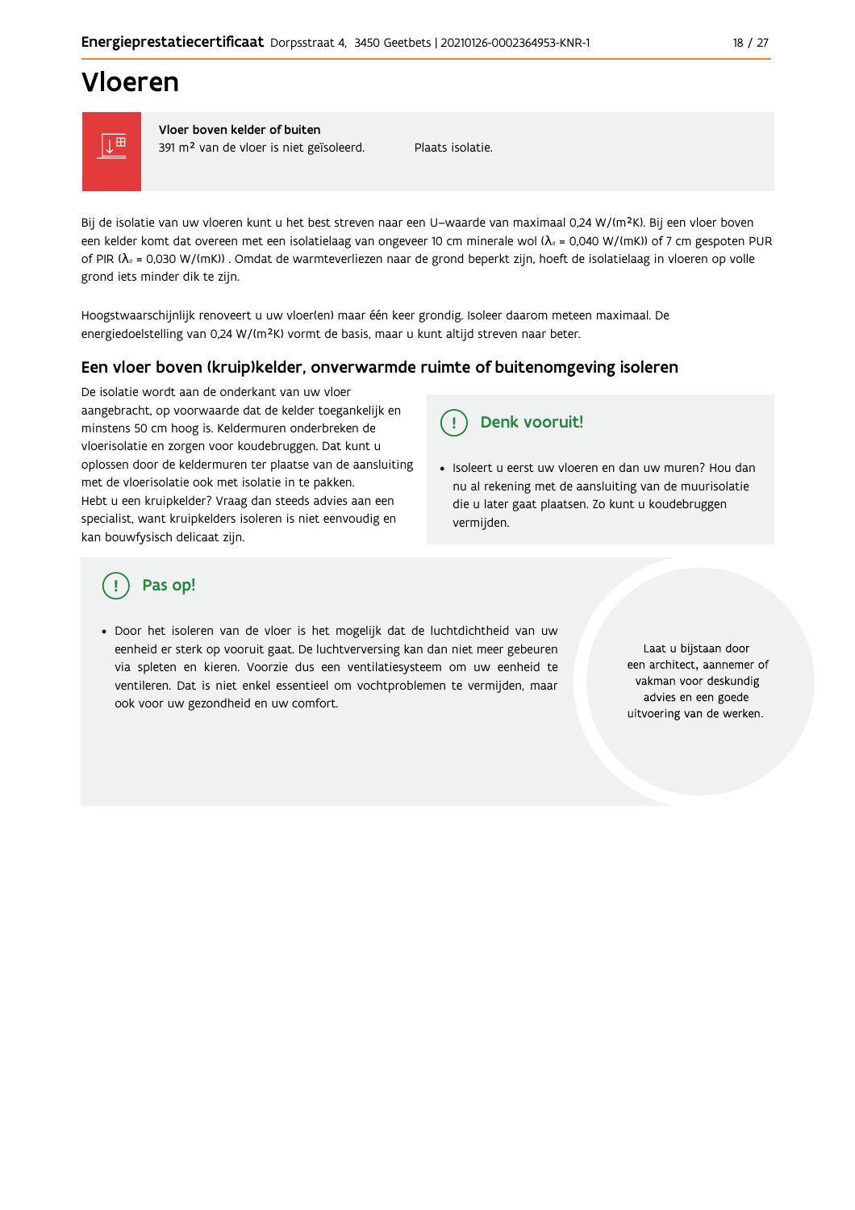# Vloeren

**Vloer boven kelder of buiten**
391 m² van de vloer is niet geïsoleerd. Plaats isolatie.

Bij de isolatie van uw vloeren kunt u het best streven naar een U-waarde van maximaal 0,24 W/(m²K). Bij een vloer boven een kelder komt dat overeen met een isolatielaag van ongeveer 10 cm minerale wol ($\lambda_d$ = 0,040 W/(mK)) of 7 cm gespoten PUR of PIR ($\lambda_d$ = 0,030 W/(mK)) . Omdat de warmteverliezen naar de grond beperkt zijn, hoeft de isolatielaag in vloeren op volle grond iets minder dik te zijn.

Hoogstwaarschijnlijk renoveert u uw vloer(en) maar één keer grondig. Isoleer daarom meteen maximaal. De energiedoelstelling van 0,24 W/(m²K) vormt de basis, maar u kunt altijd streven naar beter.

## Een vloer boven (kruip)kelder, onverwarmde ruimte of buitenomgeving isoleren

De isolatie wordt aan de onderkant van uw vloer aangebracht, op voorwaarde dat de kelder toegankelijk en minstens 50 cm hoog is. Keldermuren onderbreken de vloerisolatie en zorgen voor koudebruggen. Dat kunt u oplossen door de keldermuren ter plaatse van de aansluiting met de vloerisolatie ook met isolatie in te pakken.
Hebt u een kruipkelder? Vraag dan steeds advies aan een specialist, want kruipkelders isoleren is niet eenvoudig en kan bouwfysisch delicaat zijn.

**Denk vooruit!**

- Isoleert u eerst uw vloeren en dan uw muren? Hou dan nu al rekening met de aansluiting van de muurisolatie die u later gaat plaatsen. Zo kunt u koudebruggen vermijden.

**Pas op!**

- Door het isoleren van de vloer is het mogelijk dat de luchtdichtheid van uw eenheid er sterk op vooruit gaat. De luchtverversing kan dan niet meer gebeuren via spleten en kieren. Voorzie dus een ventilatiesysteem om uw eenheid te ventileren. Dat is niet enkel essentieel om vochtproblemen te vermijden, maar ook voor uw gezondheid en uw comfort.

Laat u bijstaan door een architect, aannemer of vakman voor deskundig advies en een goede uitvoering van de werken.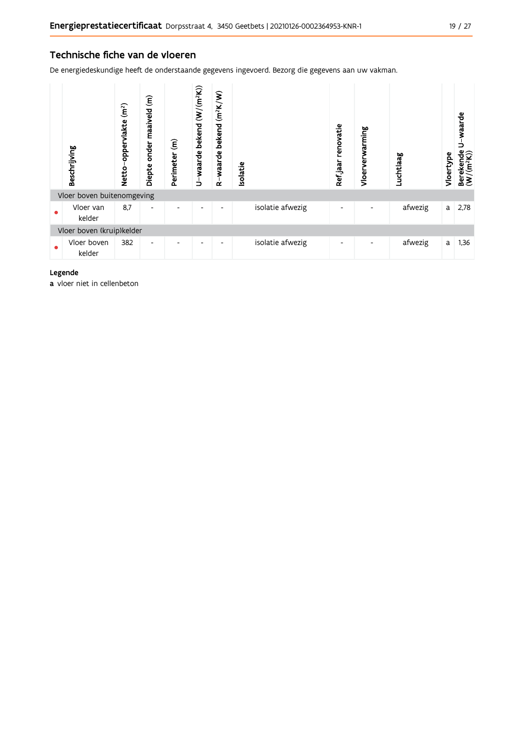## Technische fiche van de vloeren

De energiedeskundige heeft de onderstaande gegevens ingevoerd. Bezorg die gegevens aan uw vakman.

| | Beschrijving | Netto-oppervlakte ($m^2$) | Diepte onder maaiveld (m) | Perimeter (m) | U-waarde bekend ($W/(m^2K)$) | R-waarde bekend ($m^2K/W$) | Isolatie | Ref.jaar renovatie | Vloerverwarming | Luchtlaag | Vloertype | Berekende U-waarde ($W/(m^2K)$) |
|---|---|---|---|---|---|---|---|---|---|---|---|---|
| Vloer boven buitenomgeving | | | | | | | | | | | | |
| • | Vloer van kelder | 8,7 | - | - | - | - | isolatie afwezig | - | - | afwezig | a | 2,78 |
| Vloer boven (kruip)kelder | | | | | | | | | | | | |
| • | Vloer boven kelder | 382 | - | - | - | - | isolatie afwezig | - | - | afwezig | a | 1,36 |

**Legende**

**a** vloer niet in cellenbeton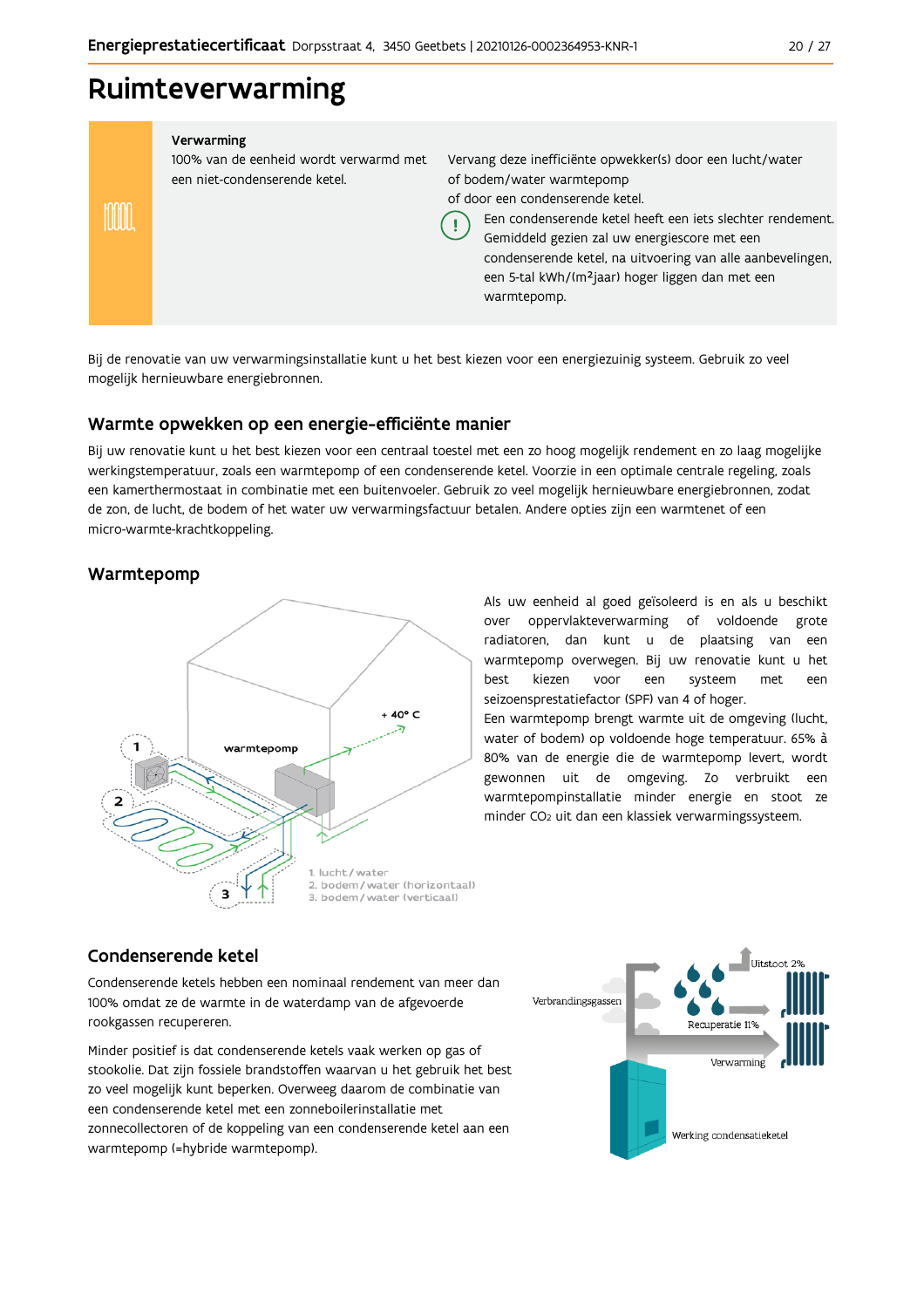# Ruimteverwarming

**Verwarming**

100% van de eenheid wordt verwarmd met een niet-condenserende ketel.

Vervang deze inefficiënte opwekker(s) door een lucht/water of bodem/water warmtepomp of door een condenserende ketel.

Een condenserende ketel heeft een iets slechter rendement. Gemiddeld gezien zal uw energiescore met een condenserende ketel, na uitvoering van alle aanbevelingen, een 5-tal kWh/(m²jaar) hoger liggen dan met een warmtepomp.

Bij de renovatie van uw verwarmingsinstallatie kunt u het best kiezen voor een energiezuinig systeem. Gebruik zo veel mogelijk hernieuwbare energiebronnen.

## Warmte opwekken op een energie-efficiënte manier

Bij uw renovatie kunt u het best kiezen voor een centraal toestel met een zo hoog mogelijk rendement en zo laag mogelijke werkingstemperatuur, zoals een warmtepomp of een condenserende ketel. Voorzie in een optimale centrale regeling, zoals een kamerthermostaat in combinatie met een buitenvoeler. Gebruik zo veel mogelijk hernieuwbare energiebronnen, zodat de zon, de lucht, de bodem of het water uw verwarmingsfactuur betalen. Andere opties zijn een warmtenet of een micro-warmte-krachtkoppeling.

## Warmtepomp

1. lucht / water
2. bodem / water (horizontaal)
3. bodem / water (verticaal)

Als uw eenheid al goed geïsoleerd is en als u beschikt over oppervlakteverwarming of voldoende grote radiatoren, dan kunt u de plaatsing van een warmtepomp overwegen. Bij uw renovatie kunt u het best kiezen voor een systeem met een seizoensprestatiefactor (SPF) van 4 of hoger.

Een warmtepomp brengt warmte uit de omgeving (lucht, water of bodem) op voldoende hoge temperatuur. 65% à 80% van de energie die de warmtepomp levert, wordt gewonnen uit de omgeving. Zo verbruikt een warmtepompinstallatie minder energie en stoot ze minder $CO_2$ uit dan een klassiek verwarmingssysteem.

## Condenserende ketel

Condenserende ketels hebben een nominaal rendement van meer dan 100% omdat ze de warmte in de waterdamp van de afgevoerde rookgassen recupereren.

Minder positief is dat condenserende ketels vaak werken op gas of stookolie. Dat zijn fossiele brandstoffen waarvan u het gebruik het best zo veel mogelijk kunt beperken. Overweeg daarom de combinatie van een condenserende ketel met een zonneboilerinstallatie met zonnecollectoren of de koppeling van een condenserende ketel aan een warmtepomp (=hybride warmtepomp).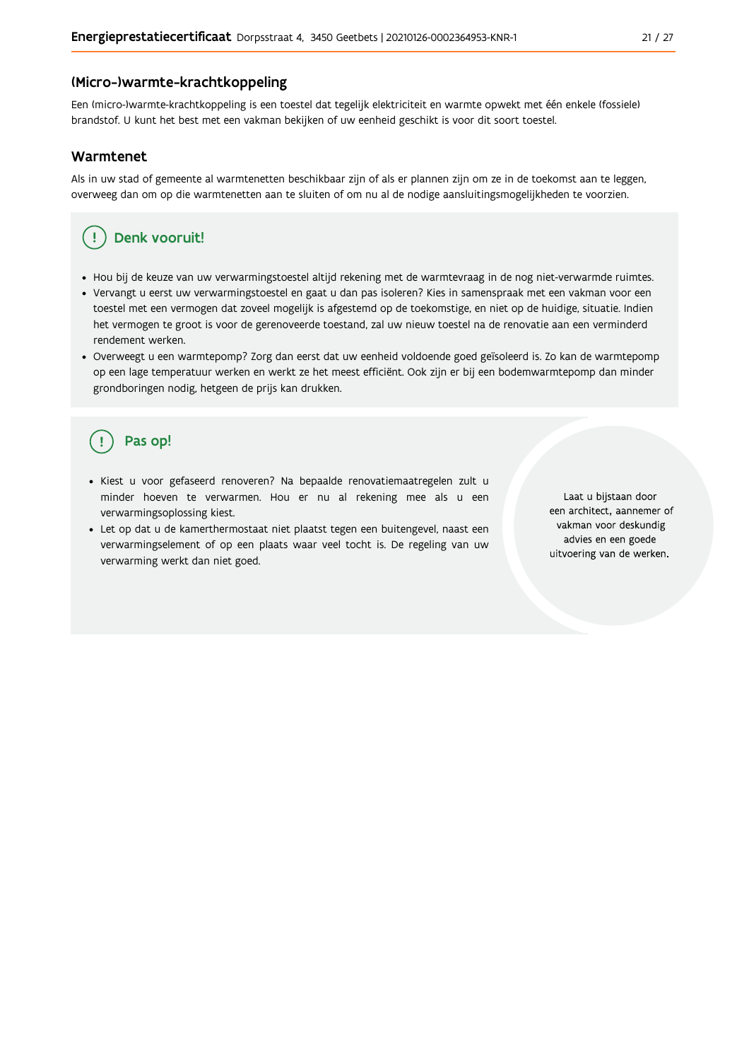## (Micro-)warmte-krachtkoppeling

Een (micro-)warmte-krachtkoppeling is een toestel dat tegelijk elektriciteit en warmte opwekt met één enkele (fossiele) brandstof. U kunt het best met een vakman bekijken of uw eenheid geschikt is voor dit soort toestel.

## Warmtenet

Als in uw stad of gemeente al warmtenetten beschikbaar zijn of als er plannen zijn om ze in de toekomst aan te leggen, overweeg dan om op die warmtenetten aan te sluiten of om nu al de nodige aansluitingsmogelijkheden te voorzien.

### Denk vooruit!

- Hou bij de keuze van uw verwarmingstoestel altijd rekening met de warmtevraag in de nog niet-verwarmde ruimtes.
- Vervangt u eerst uw verwarmingstoestel en gaat u dan pas isoleren? Kies in samenspraak met een vakman voor een toestel met een vermogen dat zoveel mogelijk is afgestemd op de toekomstige, en niet op de huidige, situatie. Indien het vermogen te groot is voor de gerenoveerde toestand, zal uw nieuw toestel na de renovatie aan een verminderd rendement werken.
- Overweegt u een warmtepomp? Zorg dan eerst dat uw eenheid voldoende goed geïsoleerd is. Zo kan de warmtepomp op een lage temperatuur werken en werkt ze het meest efficiënt. Ook zijn er bij een bodemwarmtepomp dan minder grondboringen nodig, hetgeen de prijs kan drukken.

### Pas op!

- Kiest u voor gefaseerd renoveren? Na bepaalde renovatiemaatregelen zult u minder hoeven te verwarmen. Hou er nu al rekening mee als u een verwarmingsoplossing kiest.
- Let op dat u de kamerthermostaat niet plaatst tegen een buitengevel, naast een verwarmingselement of op een plaats waar veel tocht is. De regeling van uw verwarming werkt dan niet goed.

Laat u bijstaan door een architect, aannemer of vakman voor deskundig advies en een goede uitvoering van de werken.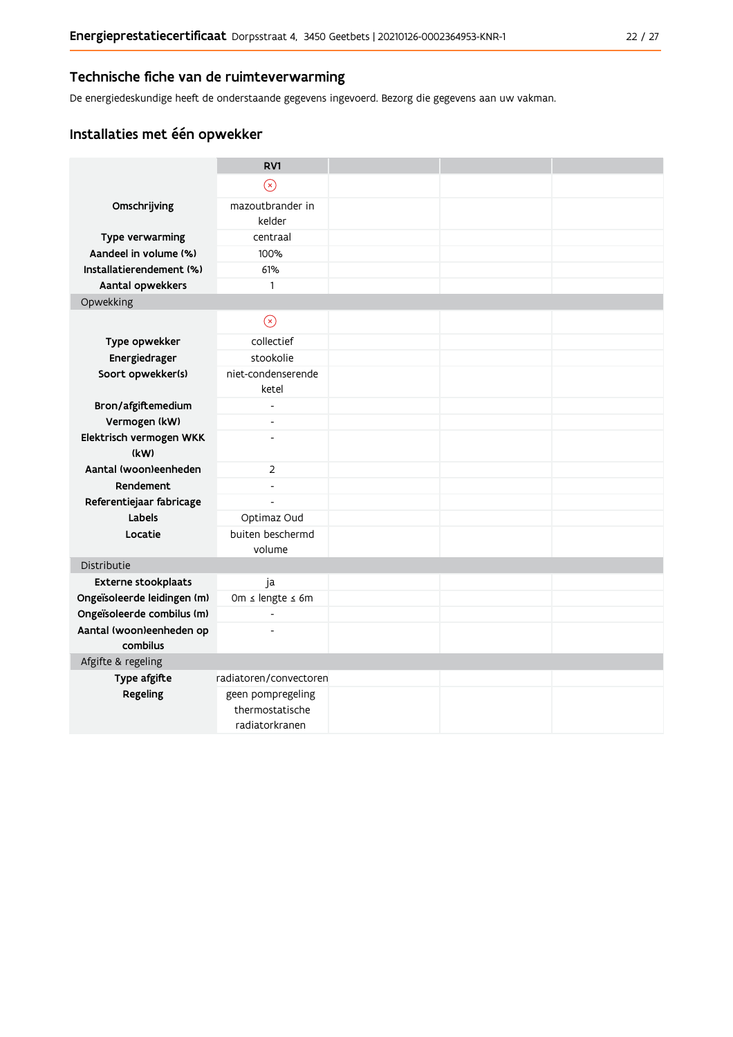## Technische fiche van de ruimteverwarming

De energiedeskundige heeft de onderstaande gegevens ingevoerd. Bezorg die gegevens aan uw vakman.

## Installaties met één opwekker

| | RV1 | | | |
|---|---|---|---|---|
| | ⊗ | | | |
| **Omschrijving** | mazoutbrander in kelder | | | |
| **Type verwarming** | centraal | | | |
| **Aandeel in volume (%)** | 100% | | | |
| **Installatierendement (%)** | 61% | | | |
| **Aantal opwekkers** | 1 | | | |
| Opwekking | | | | |
| | ⊗ | | | |
| **Type opwekker** | collectief | | | |
| **Energiedrager** | stookolie | | | |
| **Soort opwekker(s)** | niet-condenserende ketel | | | |
| **Bron/afgiftemedium** | - | | | |
| **Vermogen (kW)** | - | | | |
| **Elektrisch vermogen WKK (kW)** | - | | | |
| **Aantal (woon)eenheden** | 2 | | | |
| **Rendement** | - | | | |
| **Referentiejaar fabricage** | - | | | |
| **Labels** | Optimaz Oud | | | |
| **Locatie** | buiten beschermd volume | | | |
| Distributie | | | | |
| **Externe stookplaats** | ja | | | |
| **Ongeïsoleerde leidingen (m)** | 0m ≤ lengte ≤ 6m | | | |
| **Ongeïsoleerde combilus (m)** | - | | | |
| **Aantal (woon)eenheden op combilus** | - | | | |
| Afgifte & regeling | | | | |
| **Type afgifte** | radiatoren/convectoren | | | |
| **Regeling** | geen pompregeling thermostatische radiatorkranen | | | |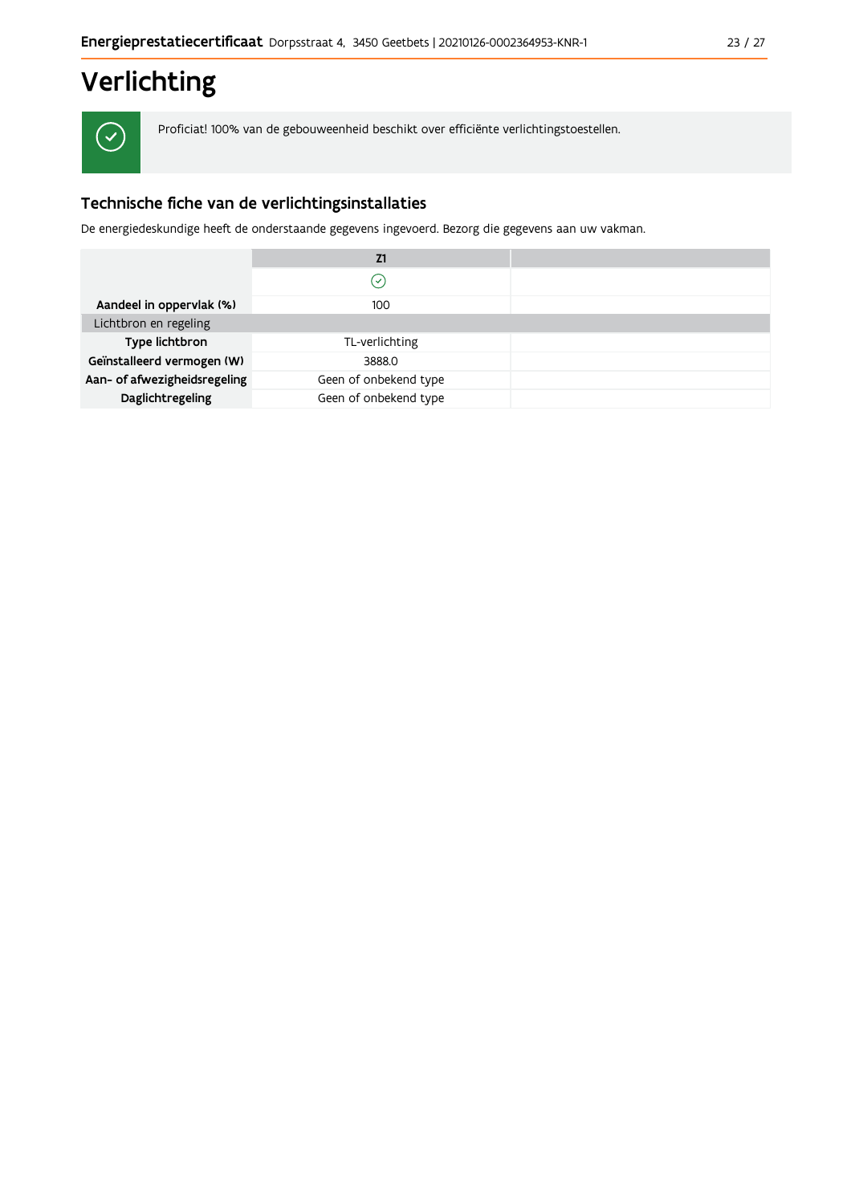# Verlichting

Proficiat! 100% van de gebouweenheid beschikt over efficiënte verlichtingstoestellen.

## Technische fiche van de verlichtingsinstallaties

De energiedeskundige heeft de onderstaande gegevens ingevoerd. Bezorg die gegevens aan uw vakman.

| | Z1 | |
|---|---|---|
| | ✓ | |
| **Aandeel in oppervlak (%)** | 100 | |
| Lichtbron en regeling | | |
| **Type lichtbron** | TL-verlichting | |
| **Geïnstalleerd vermogen (W)** | 3888.0 | |
| **Aan- of afwezigheidsregeling** | Geen of onbekend type | |
| **Daglichtregeling** | Geen of onbekend type | |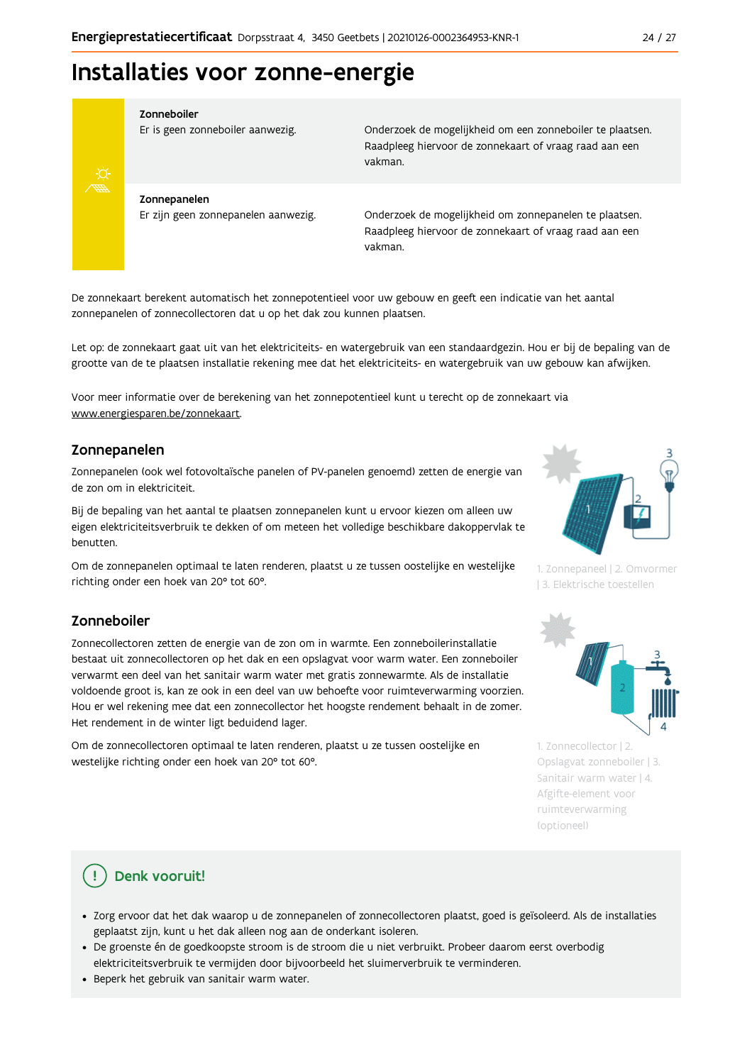# Installaties voor zonne-energie

| | | |
|---|---|---|
| **Zonneboiler** | Er is geen zonneboiler aanwezig. | Onderzoek de mogelijkheid om een zonneboiler te plaatsen. Raadpleeg hiervoor de zonnekaart of vraag raad aan een vakman. |
| **Zonnepanelen** | Er zijn geen zonnepanelen aanwezig. | Onderzoek de mogelijkheid om zonnepanelen te plaatsen. Raadpleeg hiervoor de zonnekaart of vraag raad aan een vakman. |

De zonnekaart berekent automatisch het zonnepotentieel voor uw gebouw en geeft een indicatie van het aantal zonnepanelen of zonnecollectoren dat u op het dak zou kunnen plaatsen.

Let op: de zonnekaart gaat uit van het elektriciteits- en watergebruik van een standaardgezin. Hou er bij de bepaling van de grootte van de te plaatsen installatie rekening mee dat het elektriciteits- en watergebruik van uw gebouw kan afwijken.

Voor meer informatie over de berekening van het zonnepotentieel kunt u terecht op de zonnekaart via www.energiesparen.be/zonnekaart.

## Zonnepanelen

Zonnepanelen (ook wel fotovoltaïsche panelen of PV-panelen genoemd) zetten de energie van de zon om in elektriciteit.

Bij de bepaling van het aantal te plaatsen zonnepanelen kunt u ervoor kiezen om alleen uw eigen elektriciteitsverbruik te dekken of om meteen het volledige beschikbare dakoppervlak te benutten.

Om de zonnepanelen optimaal te laten renderen, plaatst u ze tussen oostelijke en westelijke richting onder een hoek van 20° tot 60°.

1. Zonnepaneel | 2. Omvormer | 3. Elektrische toestellen

## Zonneboiler

Zonnecollectoren zetten de energie van de zon om in warmte. Een zonneboilerinstallatie bestaat uit zonnecollectoren op het dak en een opslagvat voor warm water. Een zonneboiler verwarmt een deel van het sanitair warm water met gratis zonnewarmte. Als de installatie voldoende groot is, kan ze ook in een deel van uw behoefte voor ruimteverwarming voorzien. Hou er wel rekening mee dat een zonnecollector het hoogste rendement behaalt in de zomer. Het rendement in de winter ligt beduidend lager.

Om de zonnecollectoren optimaal te laten renderen, plaatst u ze tussen oostelijke en westelijke richting onder een hoek van 20° tot 60°.

1. Zonnecollector | 2. Opslagvat zonneboiler | 3. Sanitair warm water | 4. Afgifte-element voor ruimteverwarming (optioneel)

### Denk vooruit!

- Zorg ervoor dat het dak waarop u de zonnepanelen of zonnecollectoren plaatst, goed is geïsoleerd. Als de installaties geplaatst zijn, kunt u het dak alleen nog aan de onderkant isoleren.
- De groenste én de goedkoopste stroom is de stroom die u niet verbruikt. Probeer daarom eerst overbodig elektriciteitsverbruik te vermijden door bijvoorbeeld het sluimerverbruik te verminderen.
- Beperk het gebruik van sanitair warm water.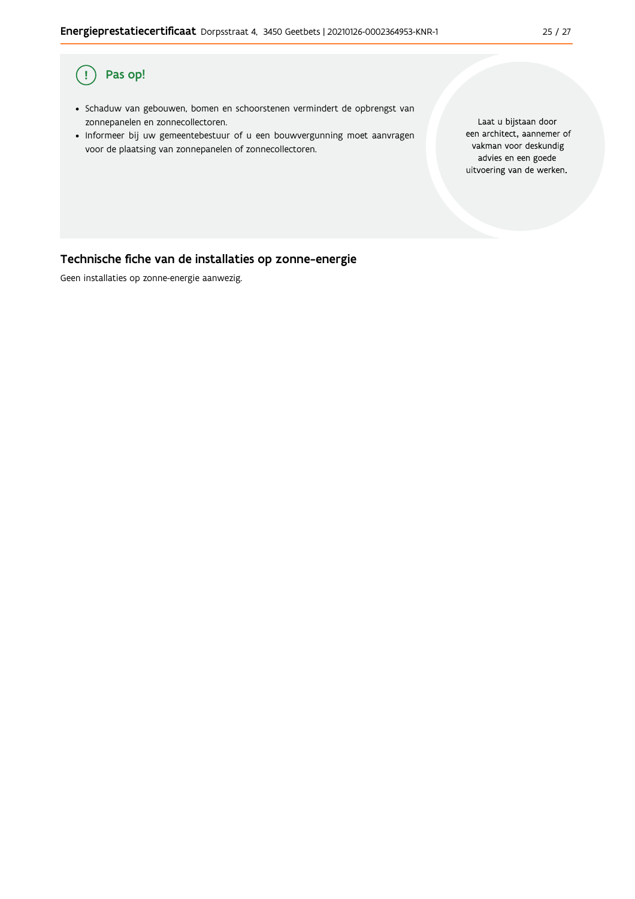## (!) Pas op!

- Schaduw van gebouwen, bomen en schoorstenen vermindert de opbrengst van zonnepanelen en zonnecollectoren.
- Informeer bij uw gemeentebestuur of u een bouwvergunning moet aanvragen voor de plaatsing van zonnepanelen of zonnecollectoren.

Laat u bijstaan door een architect, aannemer of vakman voor deskundig advies en een goede uitvoering van de werken.

## Technische fiche van de installaties op zonne-energie

Geen installaties op zonne-energie aanwezig.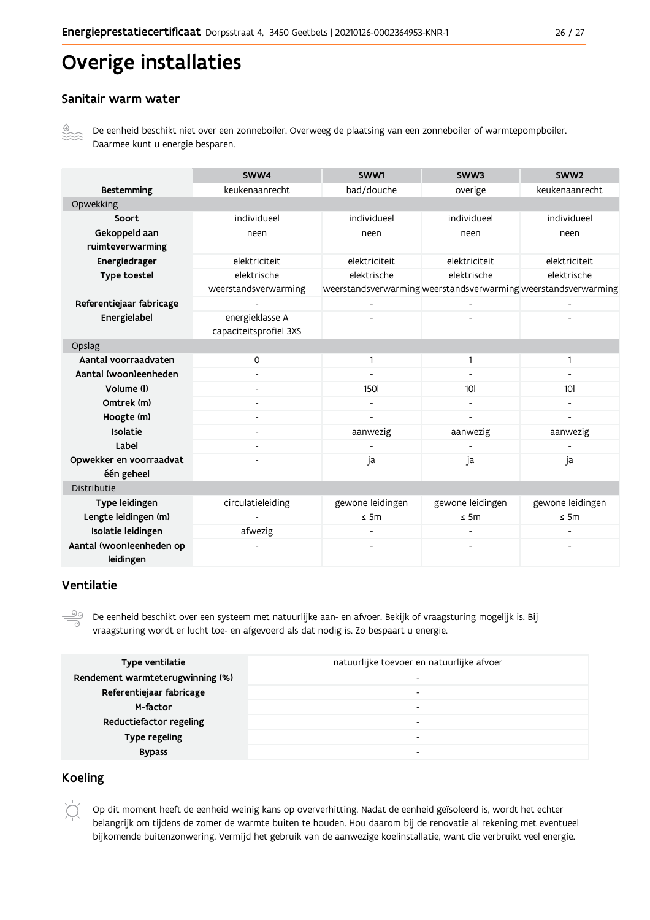# Overige installaties

## Sanitair warm water

De eenheid beschikt niet over een zonneboiler. Overweeg de plaatsing van een zonneboiler of warmtepompboiler. Daarmee kunt u energie besparen.

| | SWW4 | SWW1 | SWW3 | SWW2 |
|---|---|---|---|---|
| **Bestemming** | keukenaanrecht | bad/douche | overige | keukenaanrecht |
| Opwekking | | | | |
| **Soort** | individueel | individueel | individueel | individueel |
| **Gekoppeld aan ruimteverwarming** | neen | neen | neen | neen |
| **Energiedrager** | elektriciteit | elektriciteit | elektriciteit | elektriciteit |
| **Type toestel** | elektrische weerstandsverwarming | elektrische weerstandsverwarming | elektrische weerstandsverwarming | elektrische weerstandsverwarming |
| **Referentiejaar fabricage** | - | - | - | - |
| **Energielabel** | energieklasse A capaciteitsprofiel 3XS | - | - | - |
| Opslag | | | | |
| **Aantal voorraadvaten** | 0 | 1 | 1 | 1 |
| **Aantal (woon)eenheden** | - | - | - | - |
| **Volume (l)** | - | 150l | 10l | 10l |
| **Omtrek (m)** | - | - | - | - |
| **Hoogte (m)** | - | - | - | - |
| **Isolatie** | - | aanwezig | aanwezig | aanwezig |
| **Label** | - | - | - | - |
| **Opwekker en voorraadvat één geheel** | - | ja | ja | ja |
| Distributie | | | | |
| **Type leidingen** | circulatieleiding | gewone leidingen | gewone leidingen | gewone leidingen |
| **Lengte leidingen (m)** | - | ≤ 5m | ≤ 5m | ≤ 5m |
| **Isolatie leidingen** | afwezig | - | - | - |
| **Aantal (woon)eenheden op leidingen** | - | - | - | - |

## Ventilatie

De eenheid beschikt over een systeem met natuurlijke aan- en afvoer. Bekijk of vraagsturing mogelijk is. Bij vraagsturing wordt er lucht toe- en afgevoerd als dat nodig is. Zo bespaart u energie.

| | |
|---|---|
| **Type ventilatie** | natuurlijke toevoer en natuurlijke afvoer |
| **Rendement warmteterugwinning (%)** | - |
| **Referentiejaar fabricage** | - |
| **M-factor** | - |
| **Reductiefactor regeling** | - |
| **Type regeling** | - |
| **Bypass** | - |

## Koeling

Op dit moment heeft de eenheid weinig kans op oververhitting. Nadat de eenheid geïsoleerd is, wordt het echter belangrijk om tijdens de zomer de warmte buiten te houden. Hou daarom bij de renovatie al rekening met eventueel bijkomende buitenzonwering. Vermijd het gebruik van de aanwezige koelinstallatie, want die verbruikt veel energie.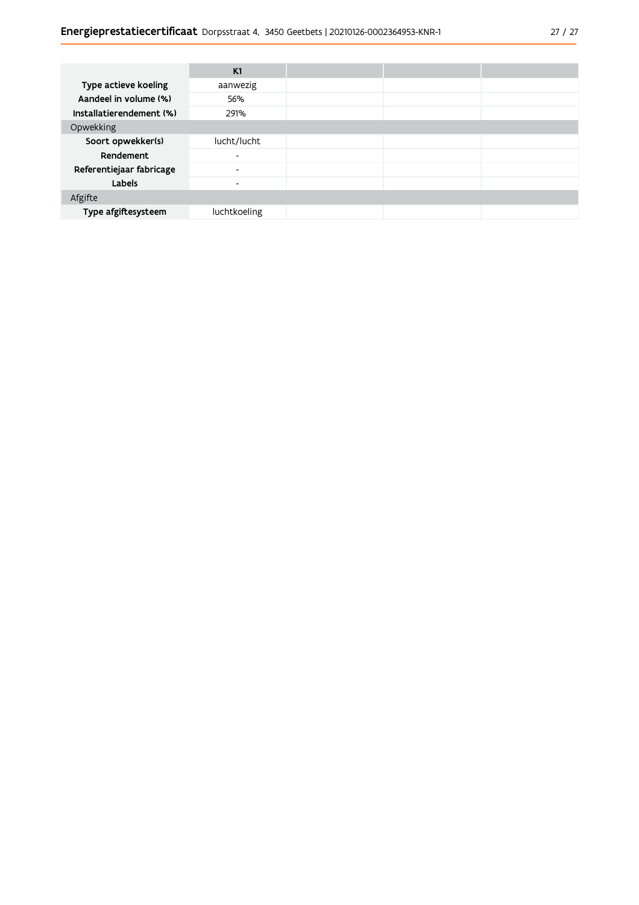| | K1 | | | |
|---|---|---|---|---|
| Type actieve koeling | aanwezig | | | |
| Aandeel in volume (%) | 56% | | | |
| Installatierendement (%) | 291% | | | |
| Opwekking | | | | |
| Soort opwekker(s) | lucht/lucht | | | |
| Rendement | - | | | |
| Referentiejaar fabricage | - | | | |
| Labels | - | | | |
| Afgifte | | | | |
| Type afgiftesysteem | luchtkoeling | | | |